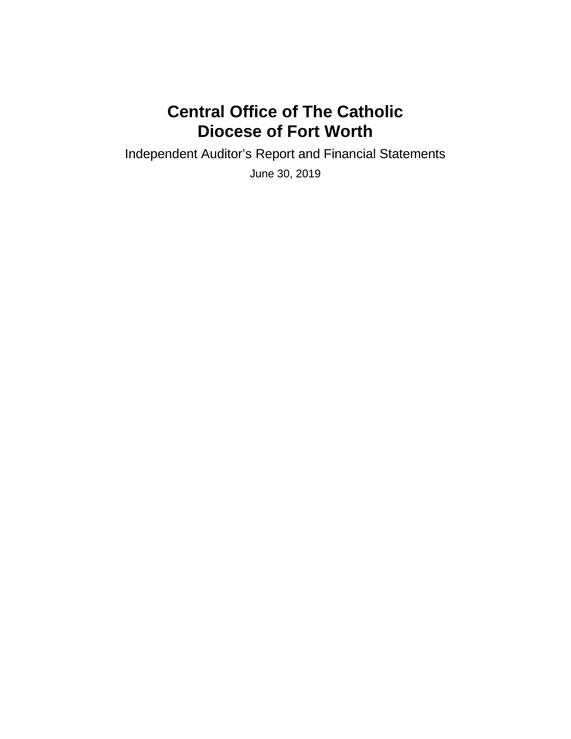# Central Office of The Catholic Diocese of Fort Worth

Independent Auditor's Report and Financial Statements

June 30, 2019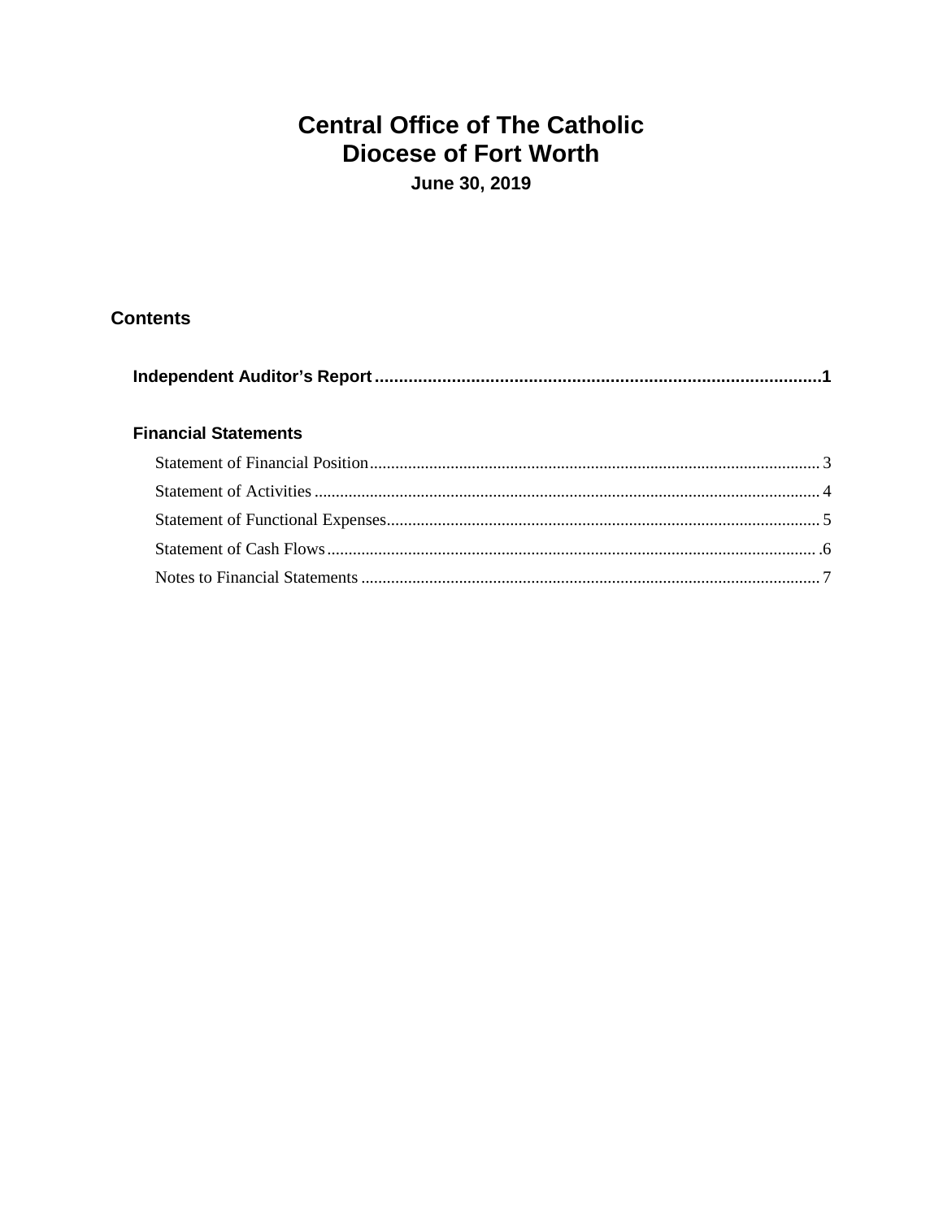# Central Office of The Catholic Diocese of Fort Worth

**June 30, 2019**

## Contents

**Independent Auditor's Report** .......................................................................................... **1**

### Financial Statements

Statement of Financial Position ......................................................................................... 3

Statement of Activities ....................................................................................................... 4

Statement of Functional Expenses ..................................................................................... 5

Statement of Cash Flows ................................................................................................... .6

Notes to Financial Statements ........................................................................................... 7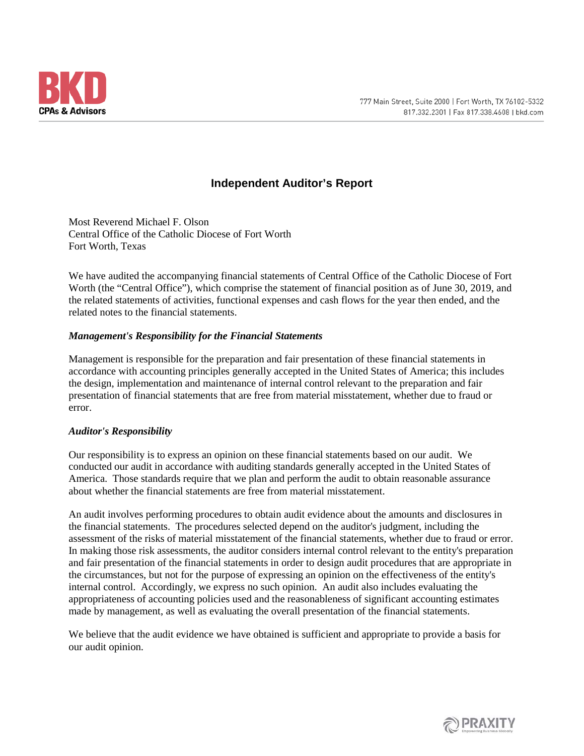BKD
CPAs & Advisors

777 Main Street, Suite 2000 | Fort Worth, TX 76102-5332
817.332.2301 | Fax 817.338.4608 | bkd.com

# Independent Auditor's Report

Most Reverend Michael F. Olson
Central Office of the Catholic Diocese of Fort Worth
Fort Worth, Texas

We have audited the accompanying financial statements of Central Office of the Catholic Diocese of Fort Worth (the "Central Office"), which comprise the statement of financial position as of June 30, 2019, and the related statements of activities, functional expenses and cash flows for the year then ended, and the related notes to the financial statements.

### *Management's Responsibility for the Financial Statements*

Management is responsible for the preparation and fair presentation of these financial statements in accordance with accounting principles generally accepted in the United States of America; this includes the design, implementation and maintenance of internal control relevant to the preparation and fair presentation of financial statements that are free from material misstatement, whether due to fraud or error.

### *Auditor's Responsibility*

Our responsibility is to express an opinion on these financial statements based on our audit. We conducted our audit in accordance with auditing standards generally accepted in the United States of America. Those standards require that we plan and perform the audit to obtain reasonable assurance about whether the financial statements are free from material misstatement.

An audit involves performing procedures to obtain audit evidence about the amounts and disclosures in the financial statements. The procedures selected depend on the auditor's judgment, including the assessment of the risks of material misstatement of the financial statements, whether due to fraud or error. In making those risk assessments, the auditor considers internal control relevant to the entity's preparation and fair presentation of the financial statements in order to design audit procedures that are appropriate in the circumstances, but not for the purpose of expressing an opinion on the effectiveness of the entity's internal control. Accordingly, we express no such opinion. An audit also includes evaluating the appropriateness of accounting policies used and the reasonableness of significant accounting estimates made by management, as well as evaluating the overall presentation of the financial statements.

We believe that the audit evidence we have obtained is sufficient and appropriate to provide a basis for our audit opinion.

PRAXITY
Empowering Business Globally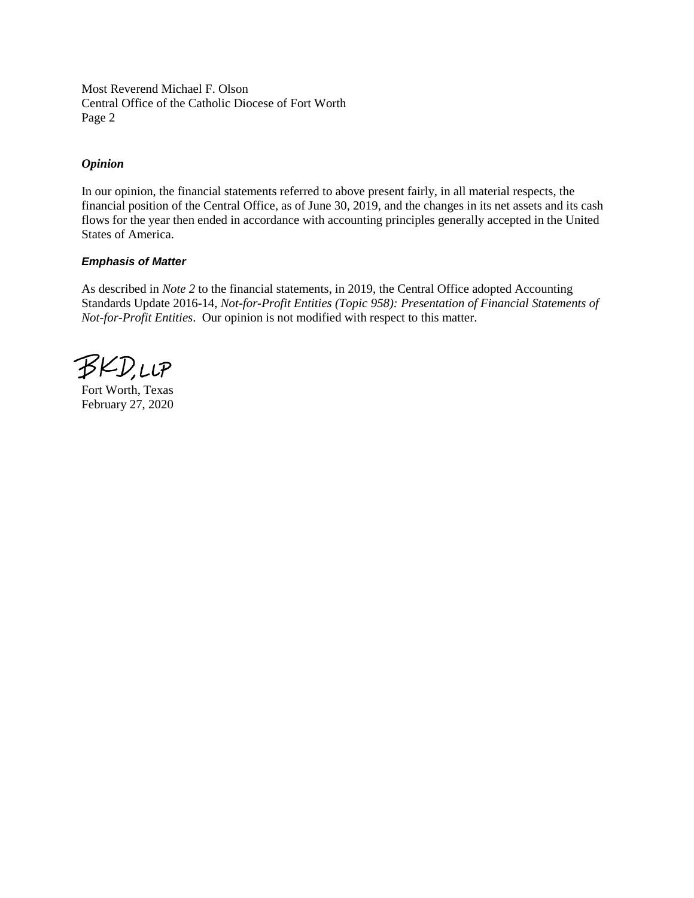Most Reverend Michael F. Olson
Central Office of the Catholic Diocese of Fort Worth

### *Opinion*

In our opinion, the financial statements referred to above present fairly, in all material respects, the financial position of the Central Office, as of June 30, 2019, and the changes in its net assets and its cash flows for the year then ended in accordance with accounting principles generally accepted in the United States of America.

### *Emphasis of Matter*

As described in *Note 2* to the financial statements, in 2019, the Central Office adopted Accounting Standards Update 2016-14, *Not-for-Profit Entities (Topic 958): Presentation of Financial Statements of Not-for-Profit Entities*. Our opinion is not modified with respect to this matter.

BKD, LLP

Fort Worth, Texas
February 27, 2020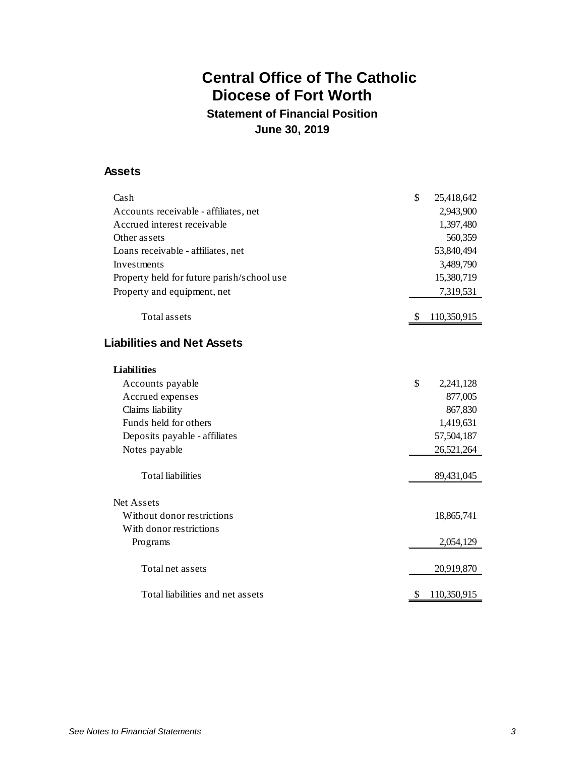# Central Office of The Catholic Diocese of Fort Worth

## Statement of Financial Position

### June 30, 2019

## Assets

| | |
|---|---|
| Cash | $ 25,418,642 |
| Accounts receivable - affiliates, net | 2,943,900 |
| Accrued interest receivable | 1,397,480 |
| Other assets | 560,359 |
| Loans receivable - affiliates, net | 53,840,494 |
| Investments | 3,489,790 |
| Property held for future parish/school use | 15,380,719 |
| Property and equipment, net | 7,319,531 |
| Total assets | $ 110,350,915 |

## Liabilities and Net Assets

| | |
|---|---|
| **Liabilities** | |
| Accounts payable | $ 2,241,128 |
| Accrued expenses | 877,005 |
| Claims liability | 867,830 |
| Funds held for others | 1,419,631 |
| Deposits payable - affiliates | 57,504,187 |
| Notes payable | 26,521,264 |
| Total liabilities | 89,431,045 |
| Net Assets | |
| Without donor restrictions | 18,865,741 |
| With donor restrictions | |
| Programs | 2,054,129 |
| Total net assets | 20,919,870 |
| Total liabilities and net assets | $ 110,350,915 |

*See Notes to Financial Statements*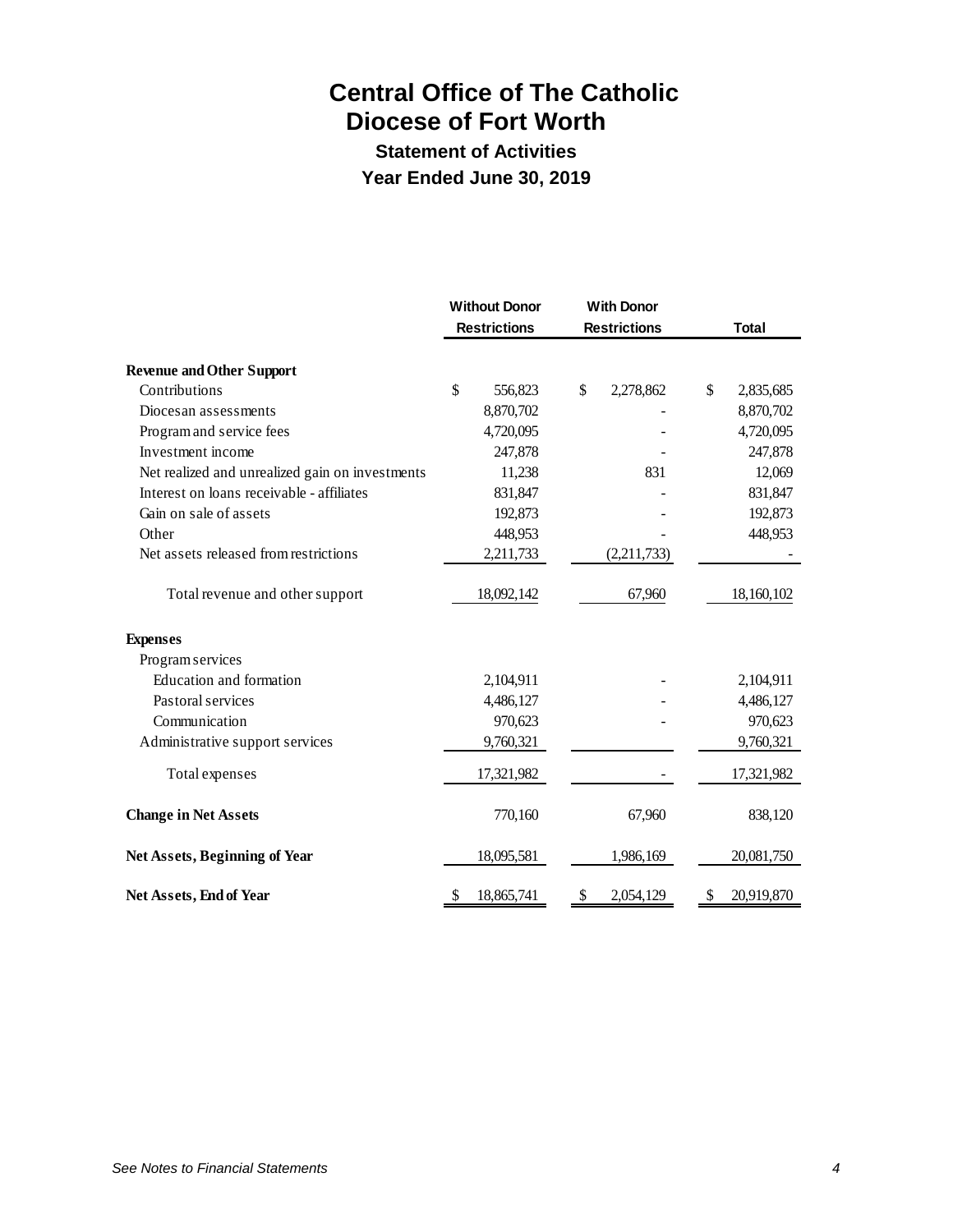# Central Office of The Catholic Diocese of Fort Worth

## Statement of Activities

## Year Ended June 30, 2019

| | Without Donor Restrictions | With Donor Restrictions | Total |
|---|---|---|---|
| **Revenue and Other Support** | | | |
| Contributions | $ 556,823 | $ 2,278,862 | $ 2,835,685 |
| Diocesan assessments | 8,870,702 | - | 8,870,702 |
| Program and service fees | 4,720,095 | - | 4,720,095 |
| Investment income | 247,878 | - | 247,878 |
| Net realized and unrealized gain on investments | 11,238 | 831 | 12,069 |
| Interest on loans receivable - affiliates | 831,847 | - | 831,847 |
| Gain on sale of assets | 192,873 | - | 192,873 |
| Other | 448,953 | - | 448,953 |
| Net assets released from restrictions | 2,211,733 | (2,211,733) | - |
| Total revenue and other support | 18,092,142 | 67,960 | 18,160,102 |
| **Expenses** | | | |
| Program services | | | |
| Education and formation | 2,104,911 | - | 2,104,911 |
| Pastoral services | 4,486,127 | - | 4,486,127 |
| Communication | 970,623 | - | 970,623 |
| Administrative support services | 9,760,321 | | 9,760,321 |
| Total expenses | 17,321,982 | - | 17,321,982 |
| **Change in Net Assets** | 770,160 | 67,960 | 838,120 |
| **Net Assets, Beginning of Year** | 18,095,581 | 1,986,169 | 20,081,750 |
| **Net Assets, End of Year** | $ 18,865,741 | $ 2,054,129 | $ 20,919,870 |

*See Notes to Financial Statements*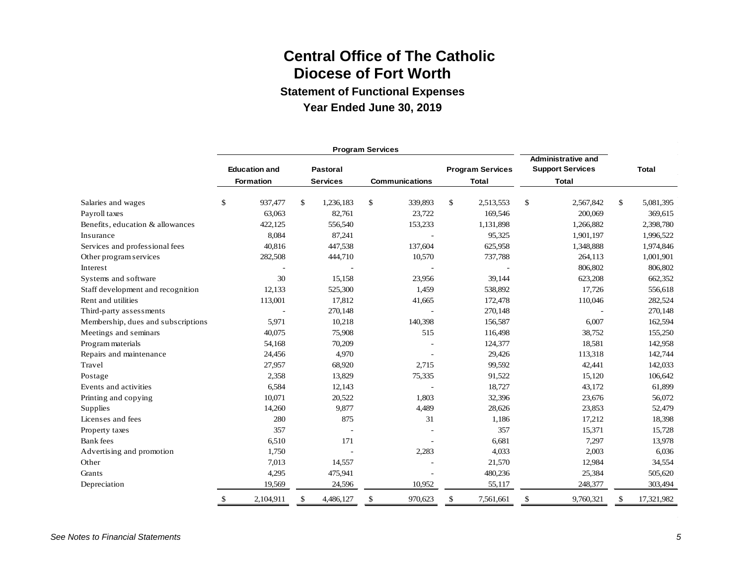# Central Office of The Catholic Diocese of Fort Worth

## Statement of Functional Expenses

### Year Ended June 30, 2019

| | Program Services | | | | | |
|---|---|---|---|---|---|---|
| | Education and Formation | Pastoral Services | Communications | Program Services Total | Administrative and Support Services Total | Total |
| Salaries and wages | $ 937,477 | $ 1,236,183 | $ 339,893 | $ 2,513,553 | $ 2,567,842 | $ 5,081,395 |
| Payroll taxes | 63,063 | 82,761 | 23,722 | 169,546 | 200,069 | 369,615 |
| Benefits, education & allowances | 422,125 | 556,540 | 153,233 | 1,131,898 | 1,266,882 | 2,398,780 |
| Insurance | 8,084 | 87,241 | - | 95,325 | 1,901,197 | 1,996,522 |
| Services and professional fees | 40,816 | 447,538 | 137,604 | 625,958 | 1,348,888 | 1,974,846 |
| Other program services | 282,508 | 444,710 | 10,570 | 737,788 | 264,113 | 1,001,901 |
| Interest | - | - | - | - | 806,802 | 806,802 |
| Systems and software | 30 | 15,158 | 23,956 | 39,144 | 623,208 | 662,352 |
| Staff development and recognition | 12,133 | 525,300 | 1,459 | 538,892 | 17,726 | 556,618 |
| Rent and utilities | 113,001 | 17,812 | 41,665 | 172,478 | 110,046 | 282,524 |
| Third-party assessments | - | 270,148 | - | 270,148 | - | 270,148 |
| Membership, dues and subscriptions | 5,971 | 10,218 | 140,398 | 156,587 | 6,007 | 162,594 |
| Meetings and seminars | 40,075 | 75,908 | 515 | 116,498 | 38,752 | 155,250 |
| Program materials | 54,168 | 70,209 | - | 124,377 | 18,581 | 142,958 |
| Repairs and maintenance | 24,456 | 4,970 | - | 29,426 | 113,318 | 142,744 |
| Travel | 27,957 | 68,920 | 2,715 | 99,592 | 42,441 | 142,033 |
| Postage | 2,358 | 13,829 | 75,335 | 91,522 | 15,120 | 106,642 |
| Events and activities | 6,584 | 12,143 | - | 18,727 | 43,172 | 61,899 |
| Printing and copying | 10,071 | 20,522 | 1,803 | 32,396 | 23,676 | 56,072 |
| Supplies | 14,260 | 9,877 | 4,489 | 28,626 | 23,853 | 52,479 |
| Licenses and fees | 280 | 875 | 31 | 1,186 | 17,212 | 18,398 |
| Property taxes | 357 | - | - | 357 | 15,371 | 15,728 |
| Bank fees | 6,510 | 171 | - | 6,681 | 7,297 | 13,978 |
| Advertising and promotion | 1,750 | - | 2,283 | 4,033 | 2,003 | 6,036 |
| Other | 7,013 | 14,557 | - | 21,570 | 12,984 | 34,554 |
| Grants | 4,295 | 475,941 | - | 480,236 | 25,384 | 505,620 |
| Depreciation | 19,569 | 24,596 | 10,952 | 55,117 | 248,377 | 303,494 |
| | $ 2,104,911 | $ 4,486,127 | $ 970,623 | $ 7,561,661 | $ 9,760,321 | $ 17,321,982 |

*See Notes to Financial Statements*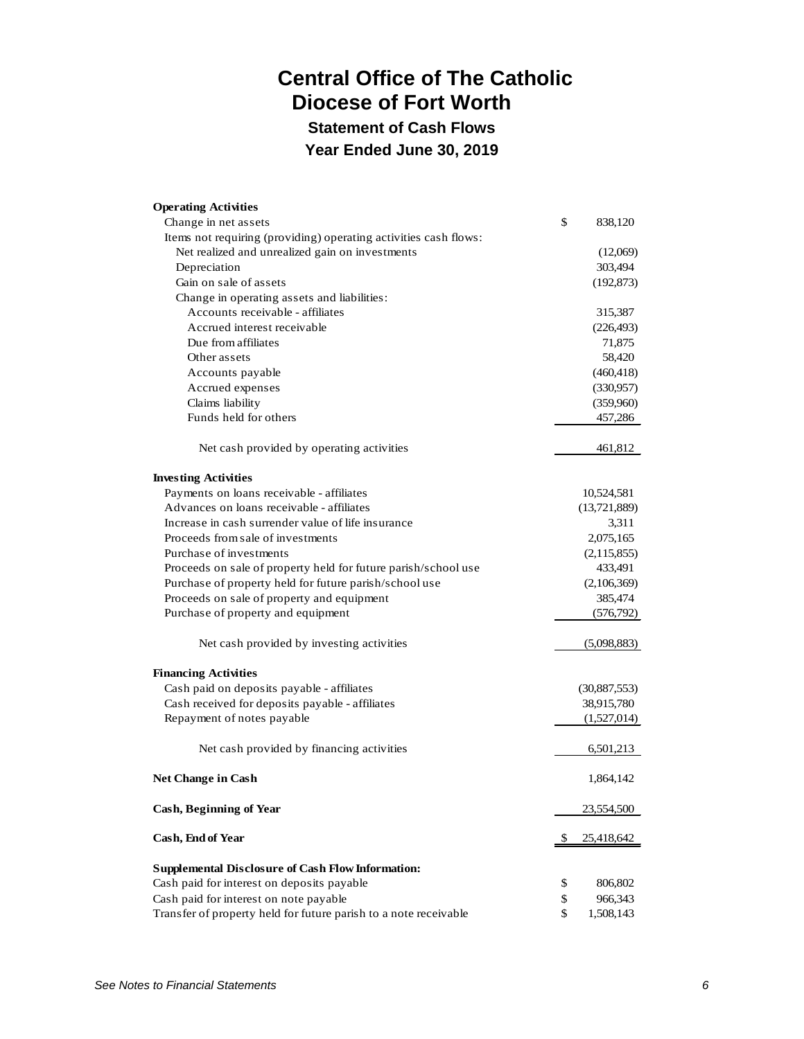# Central Office of The Catholic Diocese of Fort Worth

## Statement of Cash Flows

## Year Ended June 30, 2019

| | |
|---|---|
| **Operating Activities** | |
| Change in net assets | $ 838,120 |
| Items not requiring (providing) operating activities cash flows: | |
| Net realized and unrealized gain on investments | (12,069) |
| Depreciation | 303,494 |
| Gain on sale of assets | (192,873) |
| Change in operating assets and liabilities: | |
| Accounts receivable - affiliates | 315,387 |
| Accrued interest receivable | (226,493) |
| Due from affiliates | 71,875 |
| Other assets | 58,420 |
| Accounts payable | (460,418) |
| Accrued expenses | (330,957) |
| Claims liability | (359,960) |
| Funds held for others | 457,286 |
| Net cash provided by operating activities | 461,812 |
| **Investing Activities** | |
| Payments on loans receivable - affiliates | 10,524,581 |
| Advances on loans receivable - affiliates | (13,721,889) |
| Increase in cash surrender value of life insurance | 3,311 |
| Proceeds from sale of investments | 2,075,165 |
| Purchase of investments | (2,115,855) |
| Proceeds on sale of property held for future parish/school use | 433,491 |
| Purchase of property held for future parish/school use | (2,106,369) |
| Proceeds on sale of property and equipment | 385,474 |
| Purchase of property and equipment | (576,792) |
| Net cash provided by investing activities | (5,098,883) |
| **Financing Activities** | |
| Cash paid on deposits payable - affiliates | (30,887,553) |
| Cash received for deposits payable - affiliates | 38,915,780 |
| Repayment of notes payable | (1,527,014) |
| Net cash provided by financing activities | 6,501,213 |
| **Net Change in Cash** | 1,864,142 |
| **Cash, Beginning of Year** | 23,554,500 |
| **Cash, End of Year** | $ 25,418,642 |
| **Supplemental Disclosure of Cash Flow Information:** | |
| Cash paid for interest on deposits payable | $ 806,802 |
| Cash paid for interest on note payable | $ 966,343 |
| Transfer of property held for future parish to a note receivable | $ 1,508,143 |

*See Notes to Financial Statements*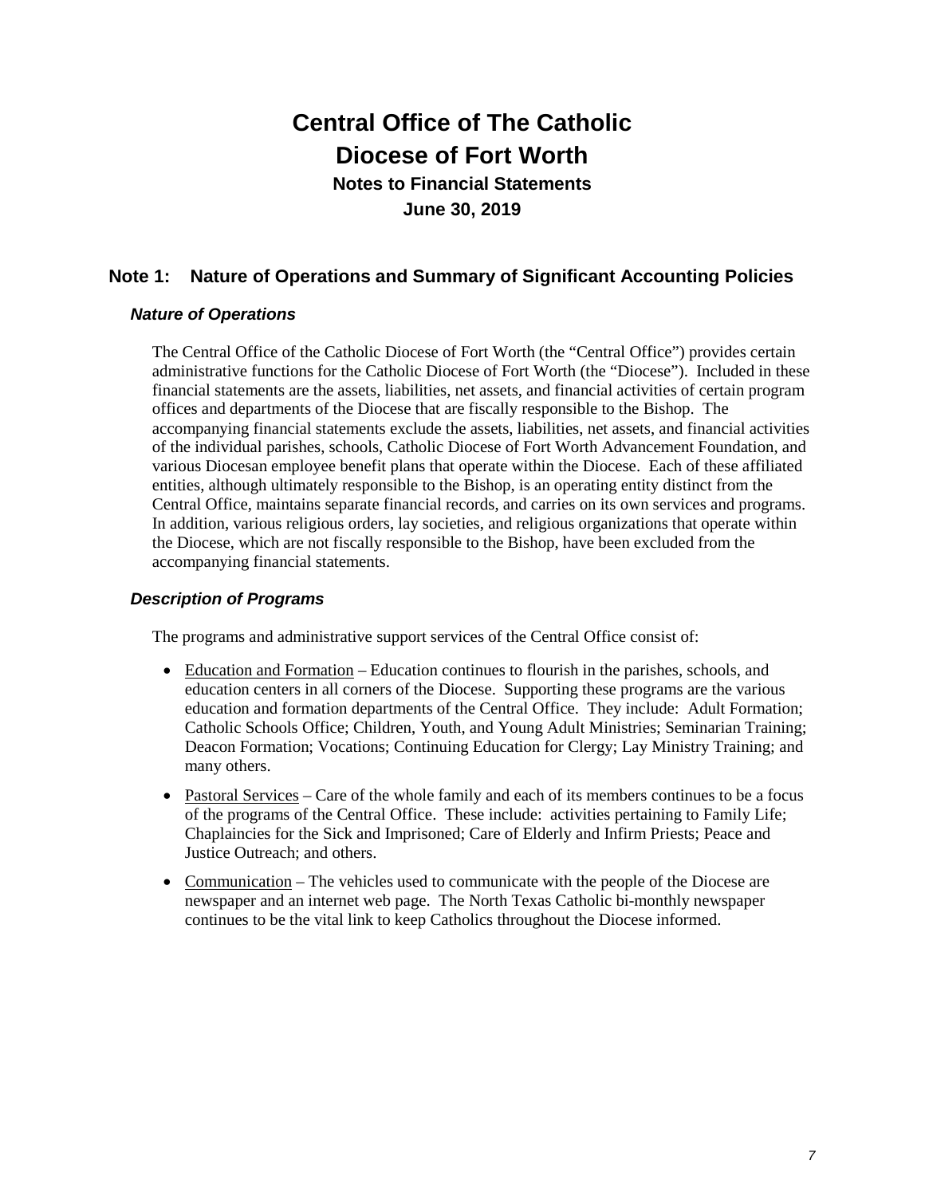# Central Office of The Catholic Diocese of Fort Worth

## Notes to Financial Statements

## June 30, 2019

## Note 1: Nature of Operations and Summary of Significant Accounting Policies

### *Nature of Operations*

The Central Office of the Catholic Diocese of Fort Worth (the "Central Office") provides certain administrative functions for the Catholic Diocese of Fort Worth (the "Diocese"). Included in these financial statements are the assets, liabilities, net assets, and financial activities of certain program offices and departments of the Diocese that are fiscally responsible to the Bishop. The accompanying financial statements exclude the assets, liabilities, net assets, and financial activities of the individual parishes, schools, Catholic Diocese of Fort Worth Advancement Foundation, and various Diocesan employee benefit plans that operate within the Diocese. Each of these affiliated entities, although ultimately responsible to the Bishop, is an operating entity distinct from the Central Office, maintains separate financial records, and carries on its own services and programs. In addition, various religious orders, lay societies, and religious organizations that operate within the Diocese, which are not fiscally responsible to the Bishop, have been excluded from the accompanying financial statements.

### *Description of Programs*

The programs and administrative support services of the Central Office consist of:

- Education and Formation – Education continues to flourish in the parishes, schools, and education centers in all corners of the Diocese. Supporting these programs are the various education and formation departments of the Central Office. They include: Adult Formation; Catholic Schools Office; Children, Youth, and Young Adult Ministries; Seminarian Training; Deacon Formation; Vocations; Continuing Education for Clergy; Lay Ministry Training; and many others.
- Pastoral Services – Care of the whole family and each of its members continues to be a focus of the programs of the Central Office. These include: activities pertaining to Family Life; Chaplaincies for the Sick and Imprisoned; Care of Elderly and Infirm Priests; Peace and Justice Outreach; and others.
- Communication – The vehicles used to communicate with the people of the Diocese are newspaper and an internet web page. The North Texas Catholic bi-monthly newspaper continues to be the vital link to keep Catholics throughout the Diocese informed.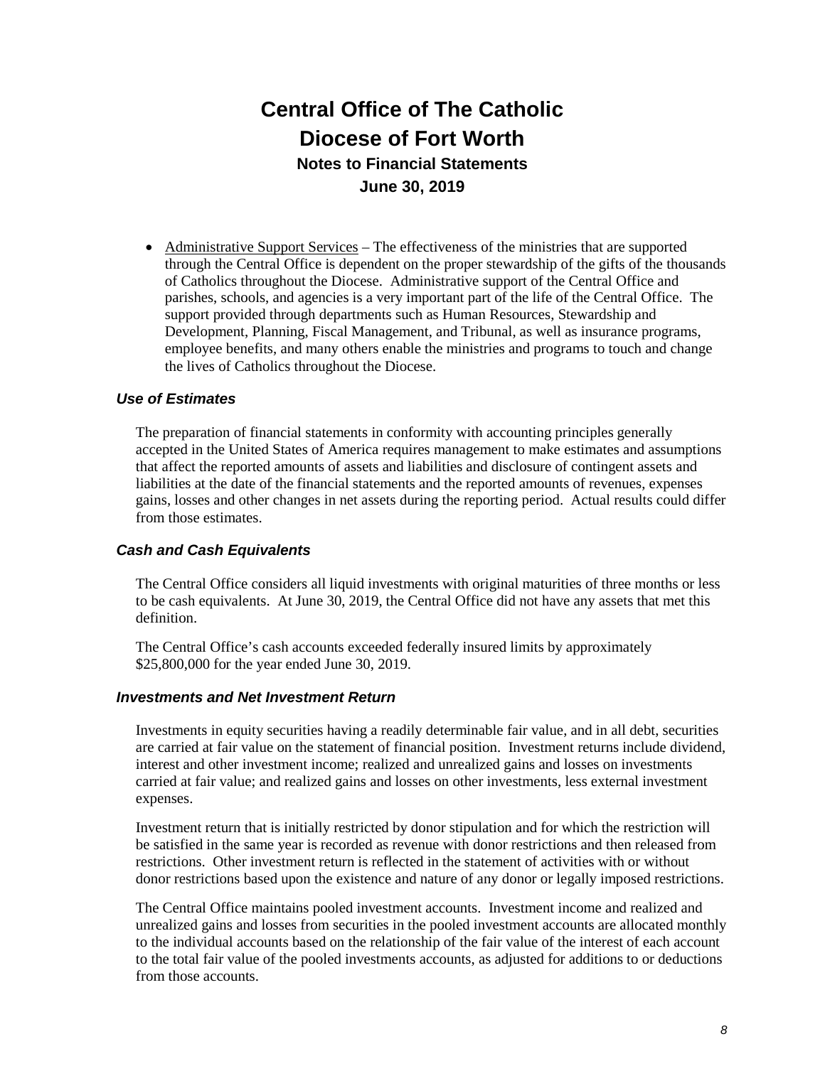- Administrative Support Services – The effectiveness of the ministries that are supported through the Central Office is dependent on the proper stewardship of the gifts of the thousands of Catholics throughout the Diocese. Administrative support of the Central Office and parishes, schools, and agencies is a very important part of the life of the Central Office. The support provided through departments such as Human Resources, Stewardship and Development, Planning, Fiscal Management, and Tribunal, as well as insurance programs, employee benefits, and many others enable the ministries and programs to touch and change the lives of Catholics throughout the Diocese.

### *Use of Estimates*

The preparation of financial statements in conformity with accounting principles generally accepted in the United States of America requires management to make estimates and assumptions that affect the reported amounts of assets and liabilities and disclosure of contingent assets and liabilities at the date of the financial statements and the reported amounts of revenues, expenses gains, losses and other changes in net assets during the reporting period. Actual results could differ from those estimates.

### *Cash and Cash Equivalents*

The Central Office considers all liquid investments with original maturities of three months or less to be cash equivalents. At June 30, 2019, the Central Office did not have any assets that met this definition.

The Central Office's cash accounts exceeded federally insured limits by approximately $25,800,000 for the year ended June 30, 2019.

### *Investments and Net Investment Return*

Investments in equity securities having a readily determinable fair value, and in all debt, securities are carried at fair value on the statement of financial position. Investment returns include dividend, interest and other investment income; realized and unrealized gains and losses on investments carried at fair value; and realized gains and losses on other investments, less external investment expenses.

Investment return that is initially restricted by donor stipulation and for which the restriction will be satisfied in the same year is recorded as revenue with donor restrictions and then released from restrictions. Other investment return is reflected in the statement of activities with or without donor restrictions based upon the existence and nature of any donor or legally imposed restrictions.

The Central Office maintains pooled investment accounts. Investment income and realized and unrealized gains and losses from securities in the pooled investment accounts are allocated monthly to the individual accounts based on the relationship of the fair value of the interest of each account to the total fair value of the pooled investments accounts, as adjusted for additions to or deductions from those accounts.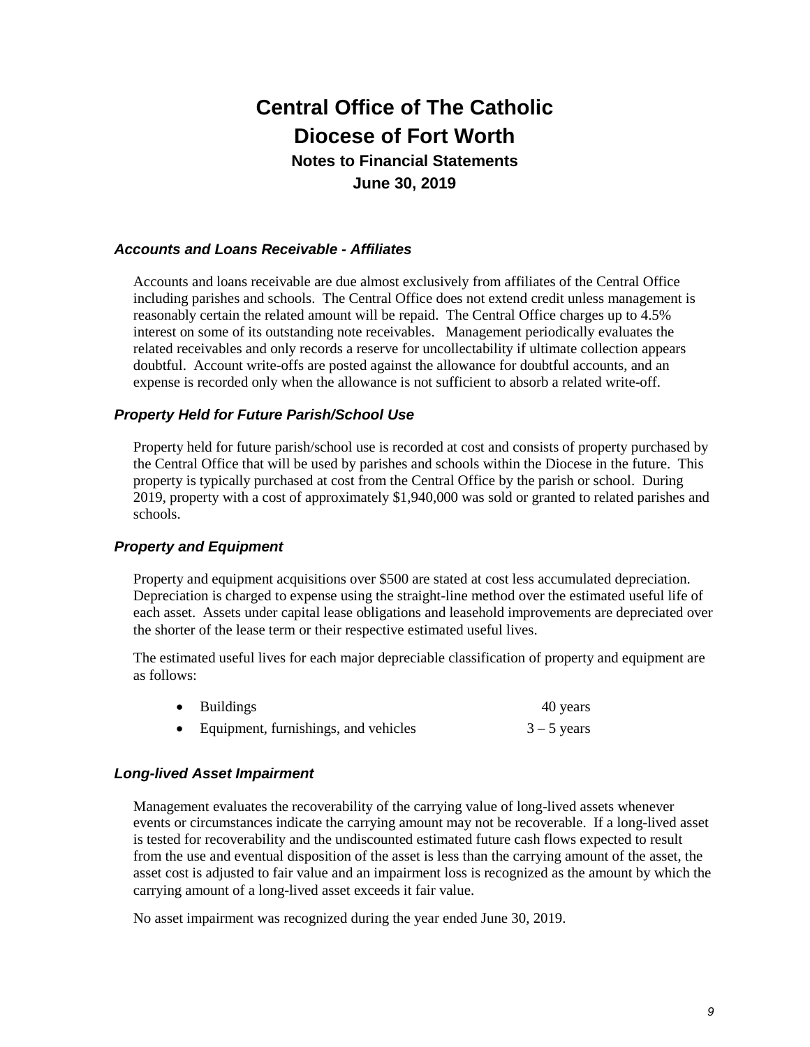# Central Office of The Catholic Diocese of Fort Worth

## Notes to Financial Statements

## June 30, 2019

### *Accounts and Loans Receivable - Affiliates*

Accounts and loans receivable are due almost exclusively from affiliates of the Central Office including parishes and schools. The Central Office does not extend credit unless management is reasonably certain the related amount will be repaid. The Central Office charges up to 4.5% interest on some of its outstanding note receivables. Management periodically evaluates the related receivables and only records a reserve for uncollectability if ultimate collection appears doubtful. Account write-offs are posted against the allowance for doubtful accounts, and an expense is recorded only when the allowance is not sufficient to absorb a related write-off.

### *Property Held for Future Parish/School Use*

Property held for future parish/school use is recorded at cost and consists of property purchased by the Central Office that will be used by parishes and schools within the Diocese in the future. This property is typically purchased at cost from the Central Office by the parish or school. During 2019, property with a cost of approximately $1,940,000 was sold or granted to related parishes and schools.

### *Property and Equipment*

Property and equipment acquisitions over $500 are stated at cost less accumulated depreciation. Depreciation is charged to expense using the straight-line method over the estimated useful life of each asset. Assets under capital lease obligations and leasehold improvements are depreciated over the shorter of the lease term or their respective estimated useful lives.

The estimated useful lives for each major depreciable classification of property and equipment are as follows:

| | |
|---|---|
| • Buildings | 40 years |
| • Equipment, furnishings, and vehicles | 3 – 5 years |

### *Long-lived Asset Impairment*

Management evaluates the recoverability of the carrying value of long-lived assets whenever events or circumstances indicate the carrying amount may not be recoverable. If a long-lived asset is tested for recoverability and the undiscounted estimated future cash flows expected to result from the use and eventual disposition of the asset is less than the carrying amount of the asset, the asset cost is adjusted to fair value and an impairment loss is recognized as the amount by which the carrying amount of a long-lived asset exceeds it fair value.

No asset impairment was recognized during the year ended June 30, 2019.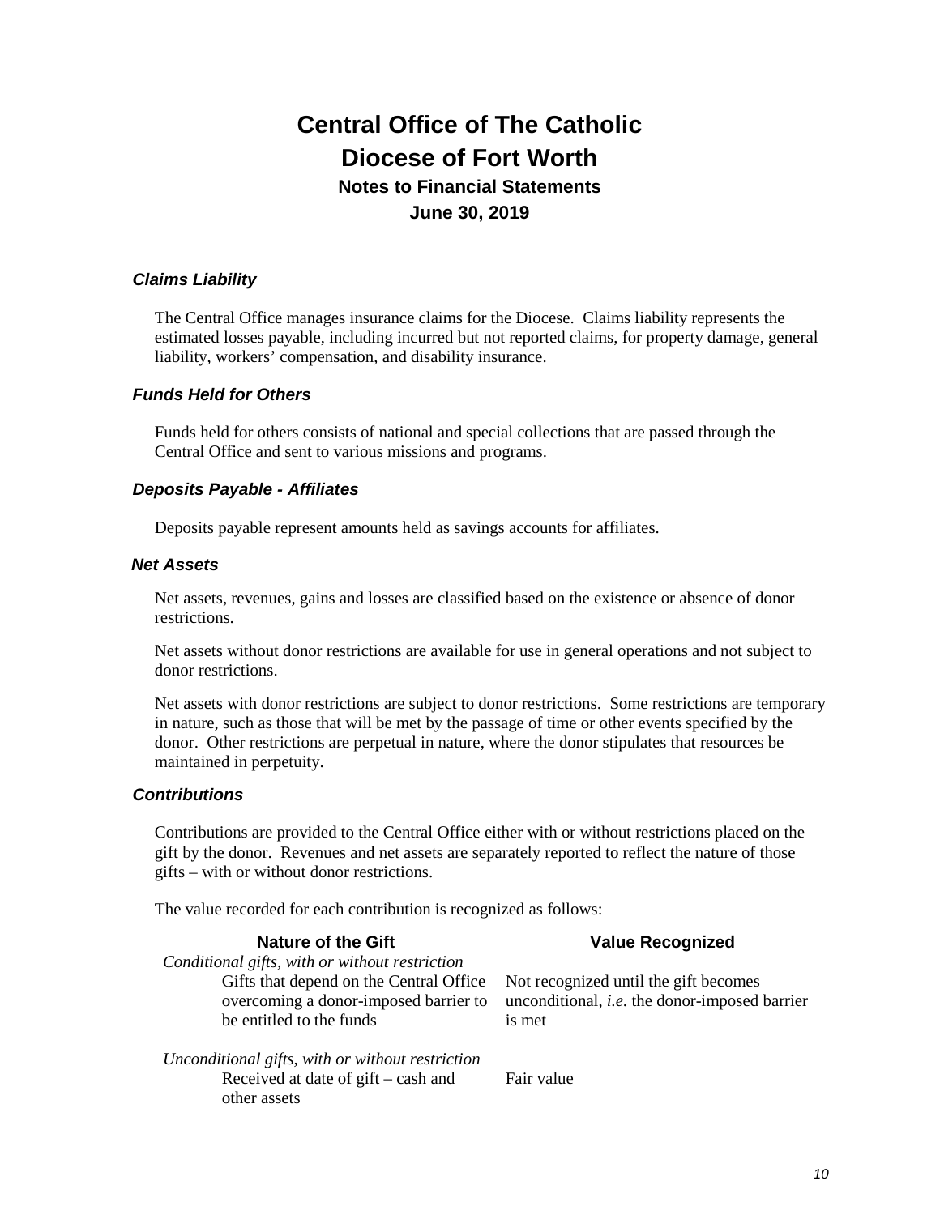# Central Office of The Catholic Diocese of Fort Worth

## Notes to Financial Statements

## June 30, 2019

### *Claims Liability*

The Central Office manages insurance claims for the Diocese. Claims liability represents the estimated losses payable, including incurred but not reported claims, for property damage, general liability, workers' compensation, and disability insurance.

### *Funds Held for Others*

Funds held for others consists of national and special collections that are passed through the Central Office and sent to various missions and programs.

### *Deposits Payable - Affiliates*

Deposits payable represent amounts held as savings accounts for affiliates.

### *Net Assets*

Net assets, revenues, gains and losses are classified based on the existence or absence of donor restrictions.

Net assets without donor restrictions are available for use in general operations and not subject to donor restrictions.

Net assets with donor restrictions are subject to donor restrictions. Some restrictions are temporary in nature, such as those that will be met by the passage of time or other events specified by the donor. Other restrictions are perpetual in nature, where the donor stipulates that resources be maintained in perpetuity.

### *Contributions*

Contributions are provided to the Central Office either with or without restrictions placed on the gift by the donor. Revenues and net assets are separately reported to reflect the nature of those gifts – with or without donor restrictions.

The value recorded for each contribution is recognized as follows:

| Nature of the Gift | Value Recognized |
| --- | --- |
| *Conditional gifts, with or without restriction* | |
| Gifts that depend on the Central Office overcoming a donor-imposed barrier to be entitled to the funds | Not recognized until the gift becomes unconditional, *i.e.* the donor-imposed barrier is met |
| *Unconditional gifts, with or without restriction* | |
| Received at date of gift – cash and other assets | Fair value |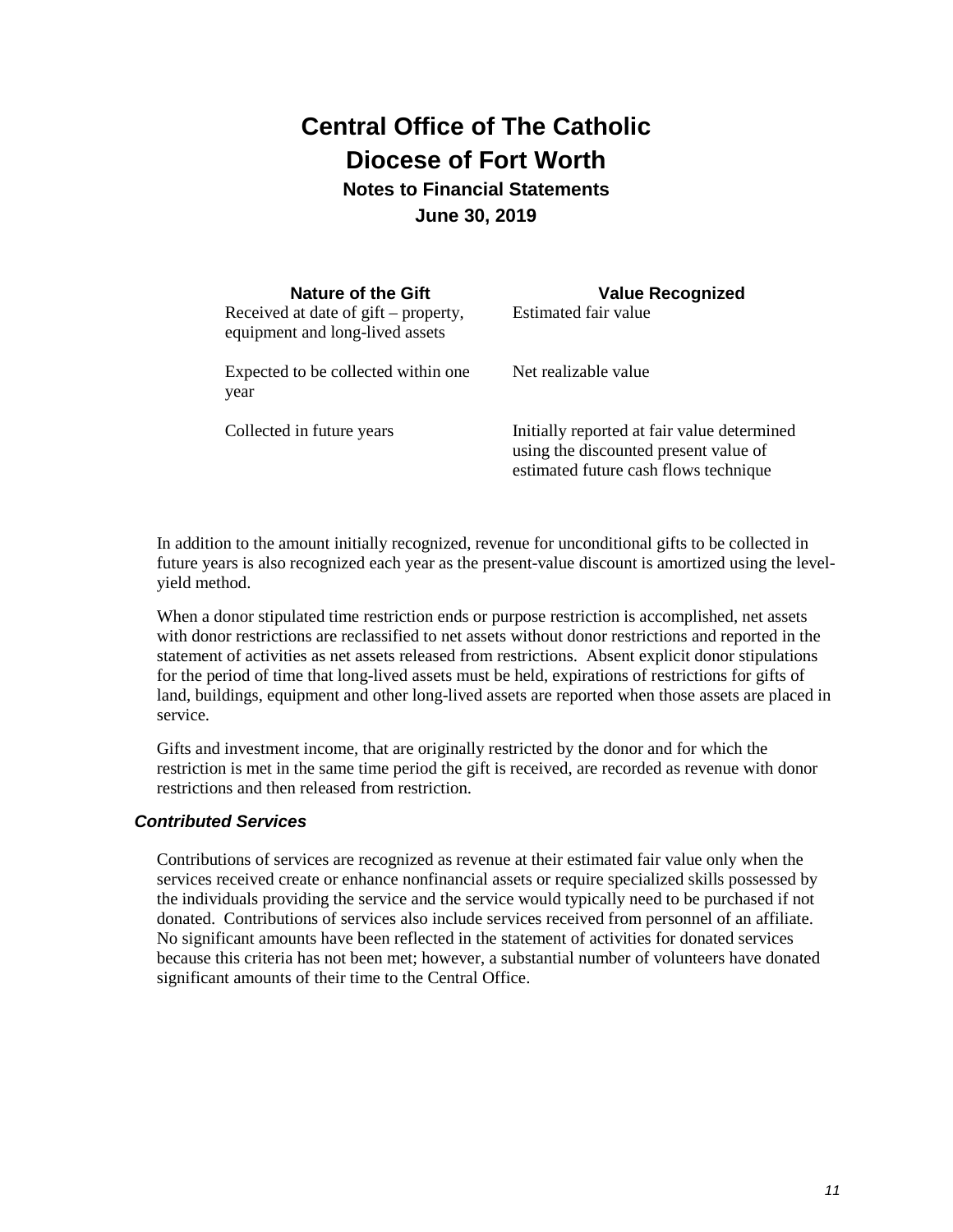| Nature of the Gift | Value Recognized |
|---|---|
| Received at date of gift – property, equipment and long-lived assets | Estimated fair value |
| Expected to be collected within one year | Net realizable value |
| Collected in future years | Initially reported at fair value determined using the discounted present value of estimated future cash flows technique |

In addition to the amount initially recognized, revenue for unconditional gifts to be collected in future years is also recognized each year as the present-value discount is amortized using the level-yield method.

When a donor stipulated time restriction ends or purpose restriction is accomplished, net assets with donor restrictions are reclassified to net assets without donor restrictions and reported in the statement of activities as net assets released from restrictions. Absent explicit donor stipulations for the period of time that long-lived assets must be held, expirations of restrictions for gifts of land, buildings, equipment and other long-lived assets are reported when those assets are placed in service.

Gifts and investment income, that are originally restricted by the donor and for which the restriction is met in the same time period the gift is received, are recorded as revenue with donor restrictions and then released from restriction.

### *Contributed Services*

Contributions of services are recognized as revenue at their estimated fair value only when the services received create or enhance nonfinancial assets or require specialized skills possessed by the individuals providing the service and the service would typically need to be purchased if not donated. Contributions of services also include services received from personnel of an affiliate. No significant amounts have been reflected in the statement of activities for donated services because this criteria has not been met; however, a substantial number of volunteers have donated significant amounts of their time to the Central Office.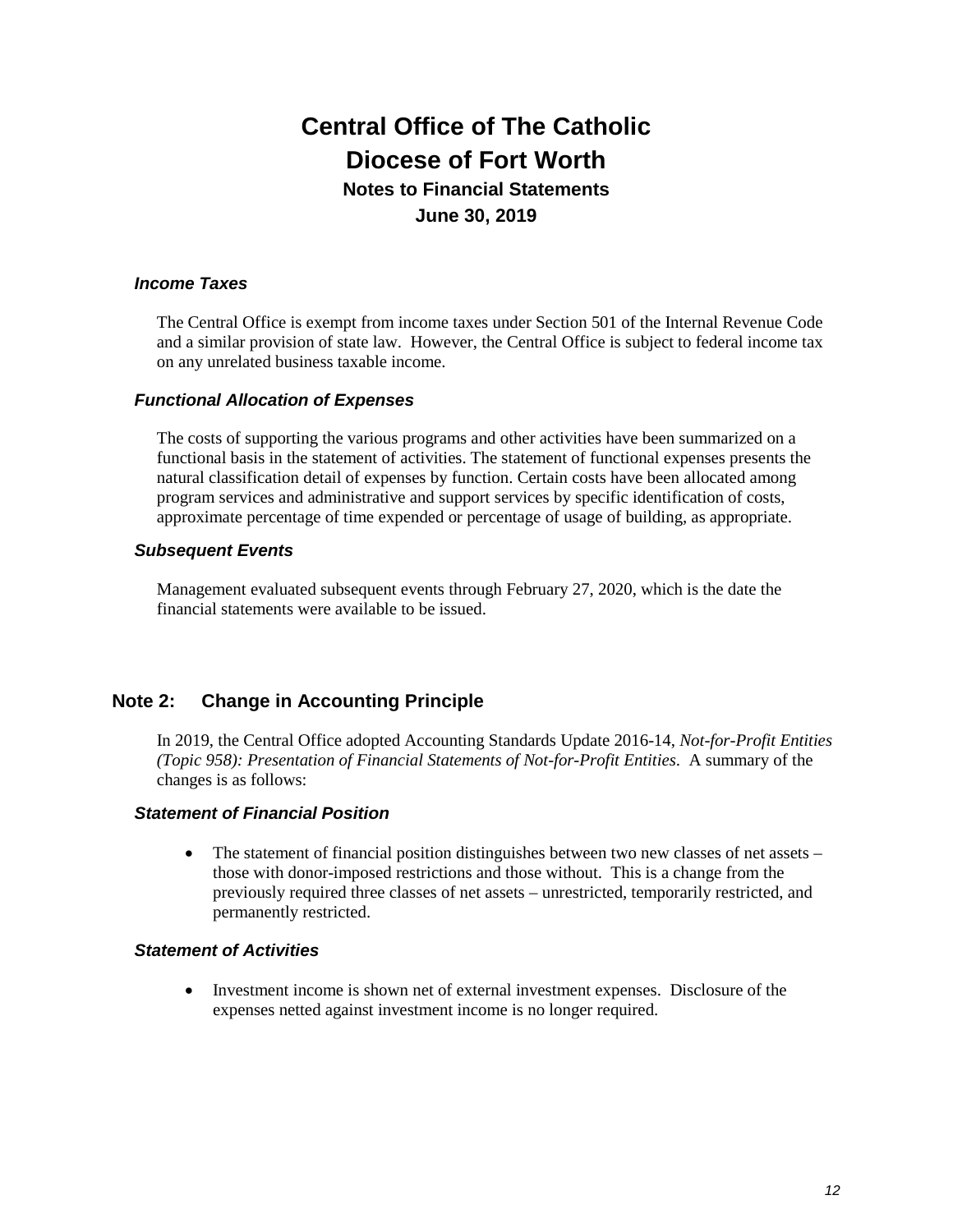# Central Office of The Catholic Diocese of Fort Worth

## Notes to Financial Statements

## June 30, 2019

### *Income Taxes*

The Central Office is exempt from income taxes under Section 501 of the Internal Revenue Code and a similar provision of state law. However, the Central Office is subject to federal income tax on any unrelated business taxable income.

### *Functional Allocation of Expenses*

The costs of supporting the various programs and other activities have been summarized on a functional basis in the statement of activities. The statement of functional expenses presents the natural classification detail of expenses by function. Certain costs have been allocated among program services and administrative and support services by specific identification of costs, approximate percentage of time expended or percentage of usage of building, as appropriate.

### *Subsequent Events*

Management evaluated subsequent events through February 27, 2020, which is the date the financial statements were available to be issued.

## Note 2: Change in Accounting Principle

In 2019, the Central Office adopted Accounting Standards Update 2016-14, *Not-for-Profit Entities (Topic 958): Presentation of Financial Statements of Not-for-Profit Entities*. A summary of the changes is as follows:

### *Statement of Financial Position*

- The statement of financial position distinguishes between two new classes of net assets – those with donor-imposed restrictions and those without. This is a change from the previously required three classes of net assets – unrestricted, temporarily restricted, and permanently restricted.

### *Statement of Activities*

- Investment income is shown net of external investment expenses. Disclosure of the expenses netted against investment income is no longer required.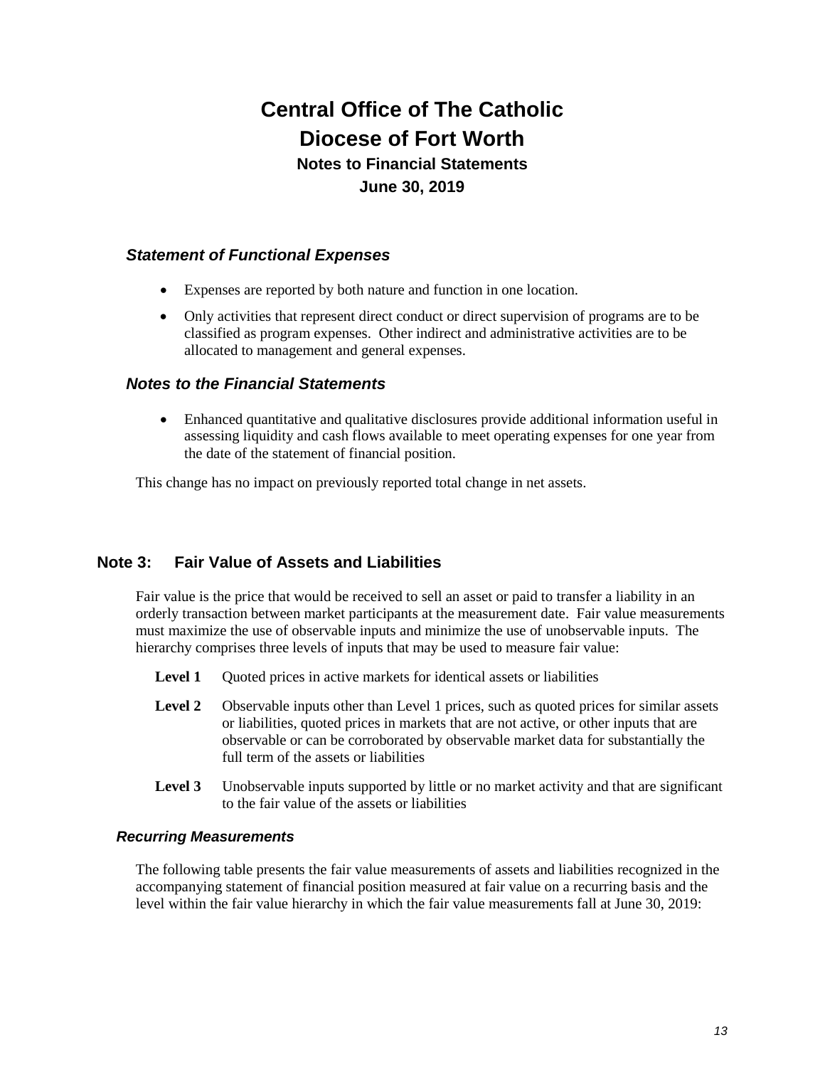### *Statement of Functional Expenses*

- Expenses are reported by both nature and function in one location.
- Only activities that represent direct conduct or direct supervision of programs are to be classified as program expenses. Other indirect and administrative activities are to be allocated to management and general expenses.

### *Notes to the Financial Statements*

- Enhanced quantitative and qualitative disclosures provide additional information useful in assessing liquidity and cash flows available to meet operating expenses for one year from the date of the statement of financial position.

This change has no impact on previously reported total change in net assets.

## Note 3: Fair Value of Assets and Liabilities

Fair value is the price that would be received to sell an asset or paid to transfer a liability in an orderly transaction between market participants at the measurement date. Fair value measurements must maximize the use of observable inputs and minimize the use of unobservable inputs. The hierarchy comprises three levels of inputs that may be used to measure fair value:

**Level 1** Quoted prices in active markets for identical assets or liabilities

**Level 2** Observable inputs other than Level 1 prices, such as quoted prices for similar assets or liabilities, quoted prices in markets that are not active, or other inputs that are observable or can be corroborated by observable market data for substantially the full term of the assets or liabilities

**Level 3** Unobservable inputs supported by little or no market activity and that are significant to the fair value of the assets or liabilities

### *Recurring Measurements*

The following table presents the fair value measurements of assets and liabilities recognized in the accompanying statement of financial position measured at fair value on a recurring basis and the level within the fair value hierarchy in which the fair value measurements fall at June 30, 2019: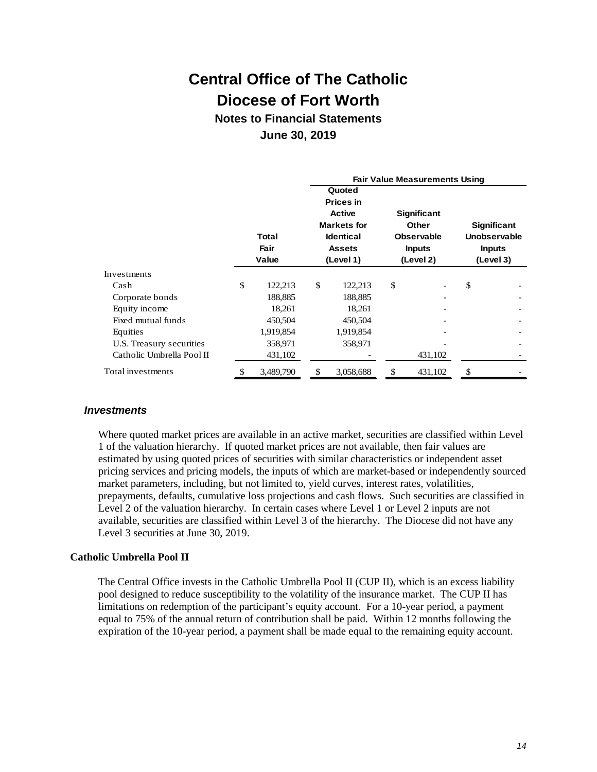# Central Office of The Catholic Diocese of Fort Worth

## Notes to Financial Statements

### June 30, 2019

| | Total Fair Value | Fair Value Measurements Using Quoted Prices in Active Markets for Identical Assets (Level 1) | Significant Other Observable Inputs (Level 2) | Significant Unobservable Inputs (Level 3) |
|---|---|---|---|---|
| Investments | | | | |
| Cash | $ 122,213 | $ 122,213 | $ - | $ - |
| Corporate bonds | 188,885 | 188,885 | - | - |
| Equity income | 18,261 | 18,261 | - | - |
| Fixed mutual funds | 450,504 | 450,504 | - | - |
| Equities | 1,919,854 | 1,919,854 | - | - |
| U.S. Treasury securities | 358,971 | 358,971 | - | - |
| Catholic Umbrella Pool II | 431,102 | - | 431,102 | - |
| Total investments | $ 3,489,790 | $ 3,058,688 | $ 431,102 | $ - |

### *Investments*

Where quoted market prices are available in an active market, securities are classified within Level 1 of the valuation hierarchy. If quoted market prices are not available, then fair values are estimated by using quoted prices of securities with similar characteristics or independent asset pricing services and pricing models, the inputs of which are market-based or independently sourced market parameters, including, but not limited to, yield curves, interest rates, volatilities, prepayments, defaults, cumulative loss projections and cash flows. Such securities are classified in Level 2 of the valuation hierarchy. In certain cases where Level 1 or Level 2 inputs are not available, securities are classified within Level 3 of the hierarchy. The Diocese did not have any Level 3 securities at June 30, 2019.

**Catholic Umbrella Pool II**

The Central Office invests in the Catholic Umbrella Pool II (CUP II), which is an excess liability pool designed to reduce susceptibility to the volatility of the insurance market. The CUP II has limitations on redemption of the participant's equity account. For a 10-year period, a payment equal to 75% of the annual return of contribution shall be paid. Within 12 months following the expiration of the 10-year period, a payment shall be made equal to the remaining equity account.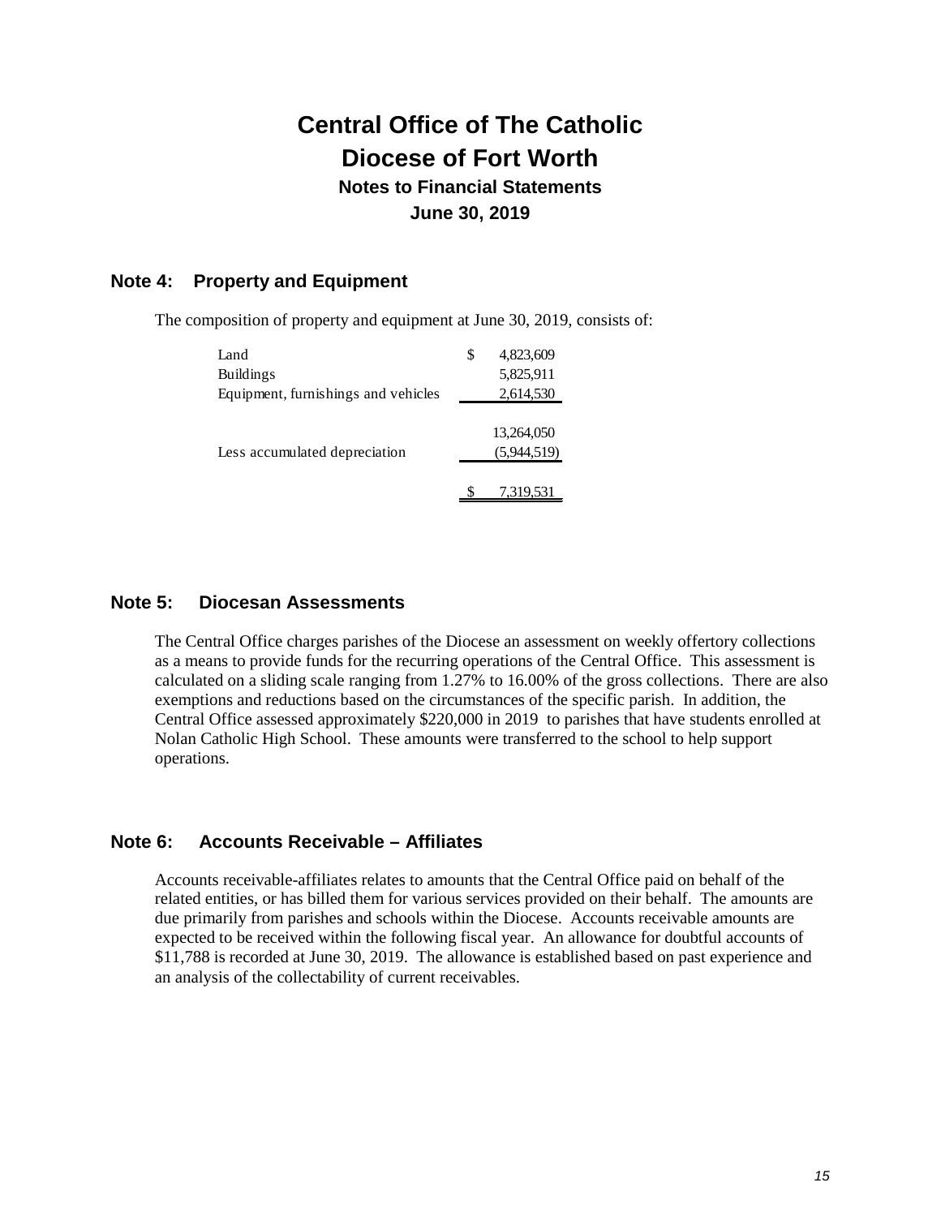# Central Office of The Catholic Diocese of Fort Worth

### Notes to Financial Statements

### June 30, 2019

## Note 4: Property and Equipment

The composition of property and equipment at June 30, 2019, consists of:

| | |
|---|---|
| Land | $ 4,823,609 |
| Buildings | 5,825,911 |
| Equipment, furnishings and vehicles | 2,614,530 |
| | 13,264,050 |
| Less accumulated depreciation | (5,944,519) |
| | $ 7,319,531 |

## Note 5: Diocesan Assessments

The Central Office charges parishes of the Diocese an assessment on weekly offertory collections as a means to provide funds for the recurring operations of the Central Office. This assessment is calculated on a sliding scale ranging from 1.27% to 16.00% of the gross collections. There are also exemptions and reductions based on the circumstances of the specific parish. In addition, the Central Office assessed approximately $220,000 in 2019 to parishes that have students enrolled at Nolan Catholic High School. These amounts were transferred to the school to help support operations.

## Note 6: Accounts Receivable – Affiliates

Accounts receivable-affiliates relates to amounts that the Central Office paid on behalf of the related entities, or has billed them for various services provided on their behalf. The amounts are due primarily from parishes and schools within the Diocese. Accounts receivable amounts are expected to be received within the following fiscal year. An allowance for doubtful accounts of $11,788 is recorded at June 30, 2019. The allowance is established based on past experience and an analysis of the collectability of current receivables.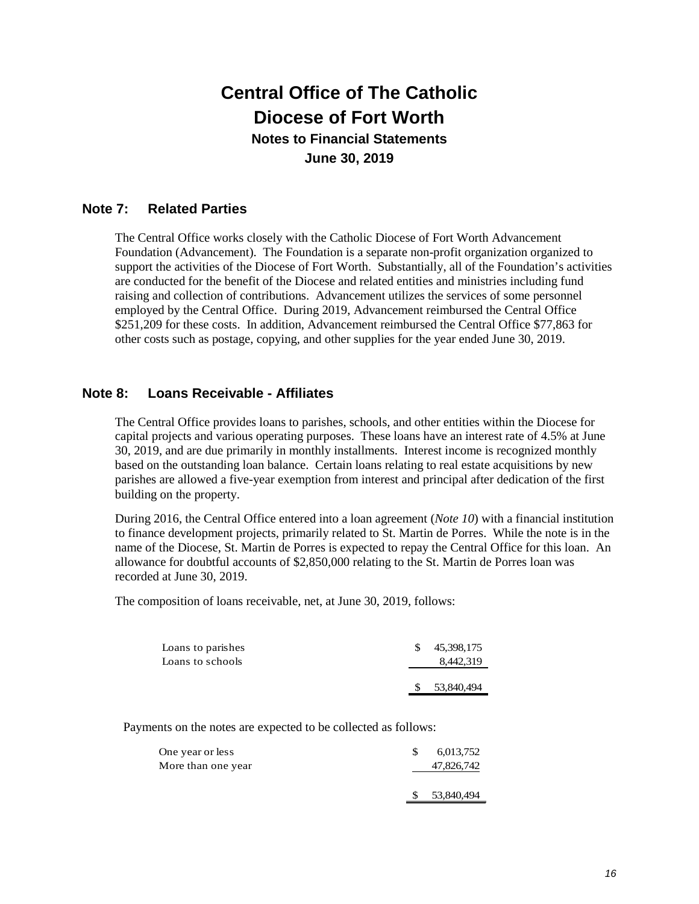# Central Office of The Catholic Diocese of Fort Worth

**Notes to Financial Statements**

**June 30, 2019**

## Note 7: Related Parties

The Central Office works closely with the Catholic Diocese of Fort Worth Advancement Foundation (Advancement). The Foundation is a separate non-profit organization organized to support the activities of the Diocese of Fort Worth. Substantially, all of the Foundation's activities are conducted for the benefit of the Diocese and related entities and ministries including fund raising and collection of contributions. Advancement utilizes the services of some personnel employed by the Central Office. During 2019, Advancement reimbursed the Central Office $251,209 for these costs. In addition, Advancement reimbursed the Central Office $77,863 for other costs such as postage, copying, and other supplies for the year ended June 30, 2019.

## Note 8: Loans Receivable - Affiliates

The Central Office provides loans to parishes, schools, and other entities within the Diocese for capital projects and various operating purposes. These loans have an interest rate of 4.5% at June 30, 2019, and are due primarily in monthly installments. Interest income is recognized monthly based on the outstanding loan balance. Certain loans relating to real estate acquisitions by new parishes are allowed a five-year exemption from interest and principal after dedication of the first building on the property.

During 2016, the Central Office entered into a loan agreement (*Note 10*) with a financial institution to finance development projects, primarily related to St. Martin de Porres. While the note is in the name of the Diocese, St. Martin de Porres is expected to repay the Central Office for this loan. An allowance for doubtful accounts of $2,850,000 relating to the St. Martin de Porres loan was recorded at June 30, 2019.

The composition of loans receivable, net, at June 30, 2019, follows:

| | |
|---|---|
| Loans to parishes | $ 45,398,175 |
| Loans to schools | 8,442,319 |
| | $ 53,840,494 |

Payments on the notes are expected to be collected as follows:

| | |
|---|---|
| One year or less | $ 6,013,752 |
| More than one year | 47,826,742 |
| | $ 53,840,494 |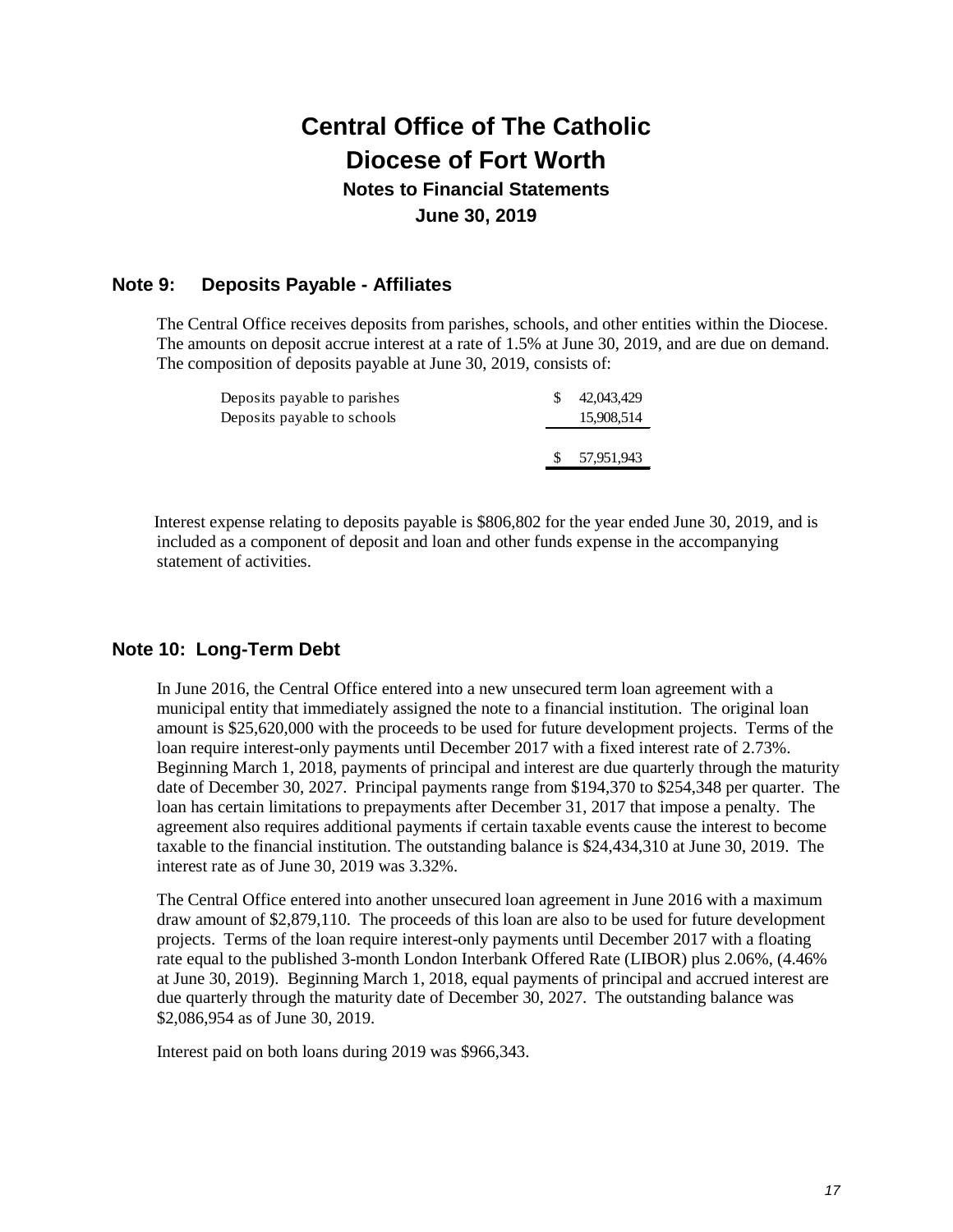# Central Office of The Catholic Diocese of Fort Worth

## Notes to Financial Statements

## June 30, 2019

## Note 9: Deposits Payable - Affiliates

The Central Office receives deposits from parishes, schools, and other entities within the Diocese. The amounts on deposit accrue interest at a rate of 1.5% at June 30, 2019, and are due on demand. The composition of deposits payable at June 30, 2019, consists of:

| | |
|---|---|
| Deposits payable to parishes | $ 42,043,429 |
| Deposits payable to schools | 15,908,514 |
| | $ 57,951,943 |

Interest expense relating to deposits payable is $806,802 for the year ended June 30, 2019, and is included as a component of deposit and loan and other funds expense in the accompanying statement of activities.

## Note 10: Long-Term Debt

In June 2016, the Central Office entered into a new unsecured term loan agreement with a municipal entity that immediately assigned the note to a financial institution. The original loan amount is $25,620,000 with the proceeds to be used for future development projects. Terms of the loan require interest-only payments until December 2017 with a fixed interest rate of 2.73%. Beginning March 1, 2018, payments of principal and interest are due quarterly through the maturity date of December 30, 2027. Principal payments range from $194,370 to $254,348 per quarter. The loan has certain limitations to prepayments after December 31, 2017 that impose a penalty. The agreement also requires additional payments if certain taxable events cause the interest to become taxable to the financial institution. The outstanding balance is $24,434,310 at June 30, 2019. The interest rate as of June 30, 2019 was 3.32%.

The Central Office entered into another unsecured loan agreement in June 2016 with a maximum draw amount of $2,879,110. The proceeds of this loan are also to be used for future development projects. Terms of the loan require interest-only payments until December 2017 with a floating rate equal to the published 3-month London Interbank Offered Rate (LIBOR) plus 2.06%, (4.46% at June 30, 2019). Beginning March 1, 2018, equal payments of principal and accrued interest are due quarterly through the maturity date of December 30, 2027. The outstanding balance was $2,086,954 as of June 30, 2019.

Interest paid on both loans during 2019 was $966,343.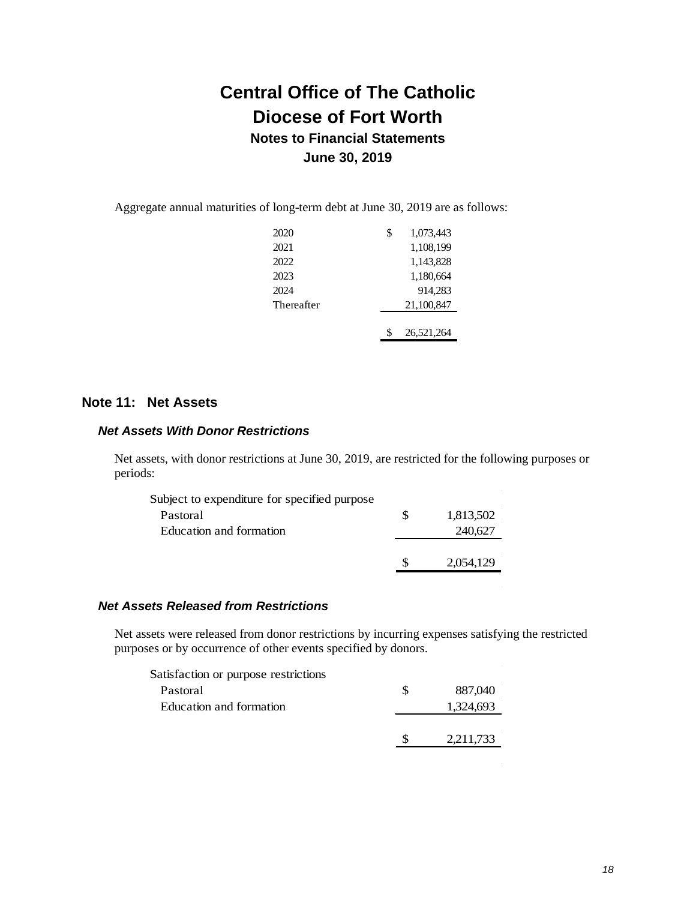# Central Office of The Catholic Diocese of Fort Worth

### Notes to Financial Statements

### June 30, 2019

Aggregate annual maturities of long-term debt at June 30, 2019 are as follows:

| | |
|---|---|
| 2020 | $ 1,073,443 |
| 2021 | 1,108,199 |
| 2022 | 1,143,828 |
| 2023 | 1,180,664 |
| 2024 | 914,283 |
| Thereafter | 21,100,847 |
| | $ 26,521,264 |

## Note 11: Net Assets

### *Net Assets With Donor Restrictions*

Net assets, with donor restrictions at June 30, 2019, are restricted for the following purposes or periods:

| | |
|---|---|
| Subject to expenditure for specified purpose | |
| Pastoral | $ 1,813,502 |
| Education and formation | 240,627 |
| | $ 2,054,129 |

### *Net Assets Released from Restrictions*

Net assets were released from donor restrictions by incurring expenses satisfying the restricted purposes or by occurrence of other events specified by donors.

| | |
|---|---|
| Satisfaction or purpose restrictions | |
| Pastoral | $ 887,040 |
| Education and formation | 1,324,693 |
| | $ 2,211,733 |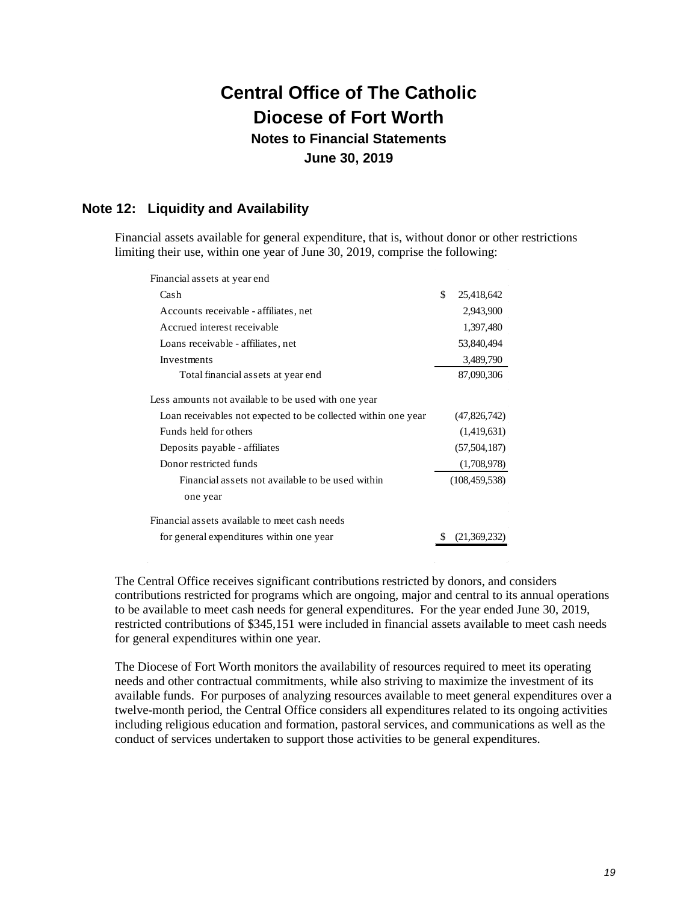# Central Office of The Catholic Diocese of Fort Worth

## Notes to Financial Statements

## June 30, 2019

### Note 12: Liquidity and Availability

Financial assets available for general expenditure, that is, without donor or other restrictions limiting their use, within one year of June 30, 2019, comprise the following:

| | |
|---|---|
| Financial assets at year end | |
| Cash | $ 25,418,642 |
| Accounts receivable - affiliates, net | 2,943,900 |
| Accrued interest receivable | 1,397,480 |
| Loans receivable - affiliates, net | 53,840,494 |
| Investments | 3,489,790 |
| Total financial assets at year end | 87,090,306 |
| Less amounts not available to be used with one year | |
| Loan receivables not expected to be collected within one year | (47,826,742) |
| Funds held for others | (1,419,631) |
| Deposits payable - affiliates | (57,504,187) |
| Donor restricted funds | (1,708,978) |
| Financial assets not available to be used within one year | (108,459,538) |
| Financial assets available to meet cash needs for general expenditures within one year | $ (21,369,232) |

The Central Office receives significant contributions restricted by donors, and considers contributions restricted for programs which are ongoing, major and central to its annual operations to be available to meet cash needs for general expenditures. For the year ended June 30, 2019, restricted contributions of $345,151 were included in financial assets available to meet cash needs for general expenditures within one year.

The Diocese of Fort Worth monitors the availability of resources required to meet its operating needs and other contractual commitments, while also striving to maximize the investment of its available funds. For purposes of analyzing resources available to meet general expenditures over a twelve-month period, the Central Office considers all expenditures related to its ongoing activities including religious education and formation, pastoral services, and communications as well as the conduct of services undertaken to support those activities to be general expenditures.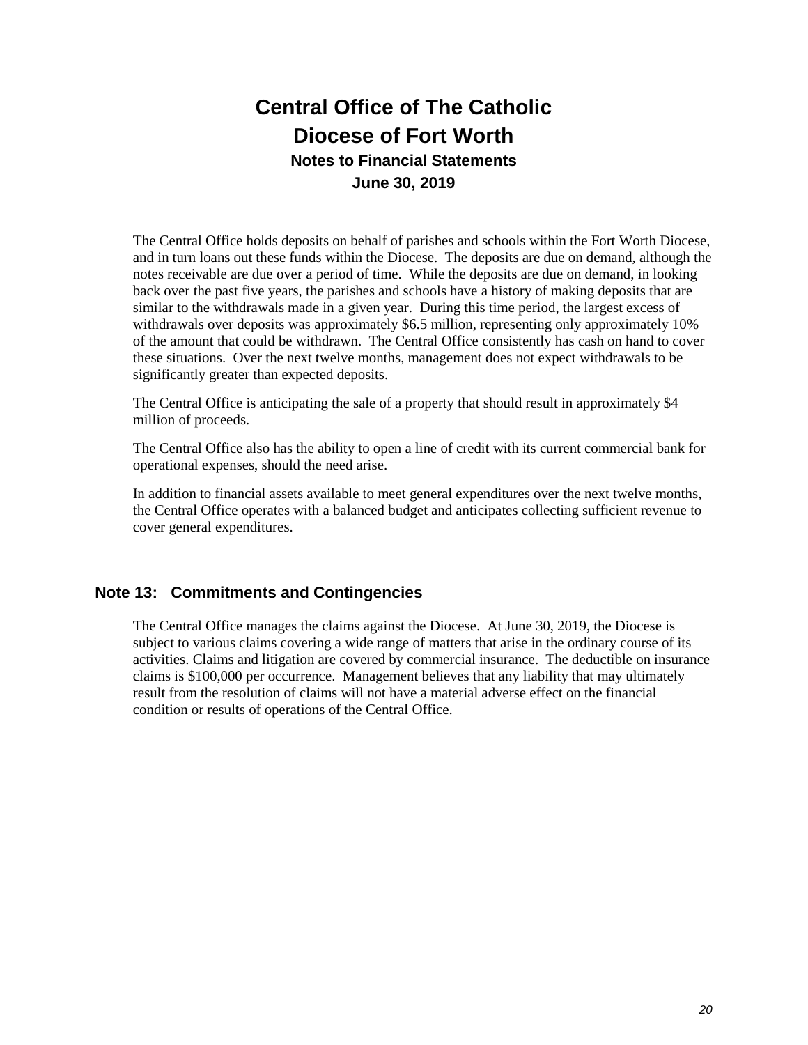The Central Office holds deposits on behalf of parishes and schools within the Fort Worth Diocese, and in turn loans out these funds within the Diocese. The deposits are due on demand, although the notes receivable are due over a period of time. While the deposits are due on demand, in looking back over the past five years, the parishes and schools have a history of making deposits that are similar to the withdrawals made in a given year. During this time period, the largest excess of withdrawals over deposits was approximately $6.5 million, representing only approximately 10% of the amount that could be withdrawn. The Central Office consistently has cash on hand to cover these situations. Over the next twelve months, management does not expect withdrawals to be significantly greater than expected deposits.

The Central Office is anticipating the sale of a property that should result in approximately $4 million of proceeds.

The Central Office also has the ability to open a line of credit with its current commercial bank for operational expenses, should the need arise.

In addition to financial assets available to meet general expenditures over the next twelve months, the Central Office operates with a balanced budget and anticipates collecting sufficient revenue to cover general expenditures.

## Note 13: Commitments and Contingencies

The Central Office manages the claims against the Diocese. At June 30, 2019, the Diocese is subject to various claims covering a wide range of matters that arise in the ordinary course of its activities. Claims and litigation are covered by commercial insurance. The deductible on insurance claims is $100,000 per occurrence. Management believes that any liability that may ultimately result from the resolution of claims will not have a material adverse effect on the financial condition or results of operations of the Central Office.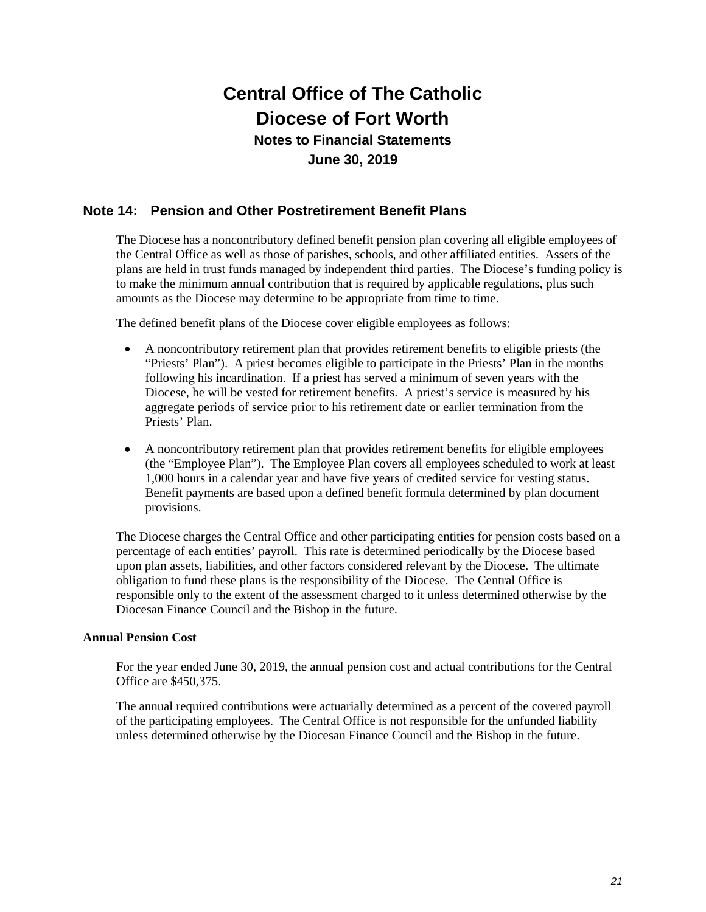# Central Office of The Catholic Diocese of Fort Worth

**Notes to Financial Statements**

**June 30, 2019**

## Note 14: Pension and Other Postretirement Benefit Plans

The Diocese has a noncontributory defined benefit pension plan covering all eligible employees of the Central Office as well as those of parishes, schools, and other affiliated entities. Assets of the plans are held in trust funds managed by independent third parties. The Diocese's funding policy is to make the minimum annual contribution that is required by applicable regulations, plus such amounts as the Diocese may determine to be appropriate from time to time.

The defined benefit plans of the Diocese cover eligible employees as follows:

- A noncontributory retirement plan that provides retirement benefits to eligible priests (the "Priests' Plan"). A priest becomes eligible to participate in the Priests' Plan in the months following his incardination. If a priest has served a minimum of seven years with the Diocese, he will be vested for retirement benefits. A priest's service is measured by his aggregate periods of service prior to his retirement date or earlier termination from the Priests' Plan.

- A noncontributory retirement plan that provides retirement benefits for eligible employees (the "Employee Plan"). The Employee Plan covers all employees scheduled to work at least 1,000 hours in a calendar year and have five years of credited service for vesting status. Benefit payments are based upon a defined benefit formula determined by plan document provisions.

The Diocese charges the Central Office and other participating entities for pension costs based on a percentage of each entities' payroll. This rate is determined periodically by the Diocese based upon plan assets, liabilities, and other factors considered relevant by the Diocese. The ultimate obligation to fund these plans is the responsibility of the Diocese. The Central Office is responsible only to the extent of the assessment charged to it unless determined otherwise by the Diocesan Finance Council and the Bishop in the future.

### Annual Pension Cost

For the year ended June 30, 2019, the annual pension cost and actual contributions for the Central Office are $450,375.

The annual required contributions were actuarially determined as a percent of the covered payroll of the participating employees. The Central Office is not responsible for the unfunded liability unless determined otherwise by the Diocesan Finance Council and the Bishop in the future.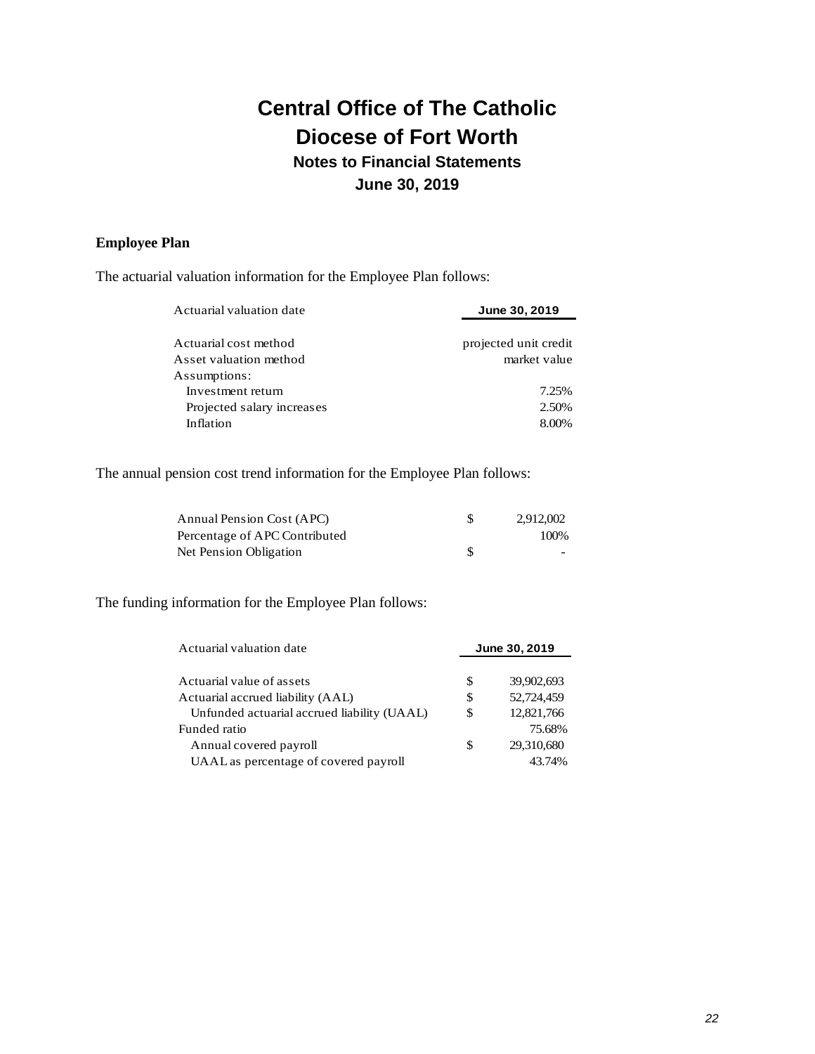# Central Office of The Catholic Diocese of Fort Worth

## Notes to Financial Statements

## June 30, 2019

**Employee Plan**

The actuarial valuation information for the Employee Plan follows:

| Actuarial valuation date | June 30, 2019 |
|---|---|
| Actuarial cost method | projected unit credit |
| Asset valuation method | market value |
| Assumptions: | |
| Investment return | 7.25% |
| Projected salary increases | 2.50% |
| Inflation | 8.00% |

The annual pension cost trend information for the Employee Plan follows:

| | | |
|---|---|---|
| Annual Pension Cost (APC) | $ | 2,912,002 |
| Percentage of APC Contributed | | 100% |
| Net Pension Obligation | $ | - |

The funding information for the Employee Plan follows:

| Actuarial valuation date | June 30, 2019 | |
|---|---|---|
| Actuarial value of assets | $ | 39,902,693 |
| Actuarial accrued liability (AAL) | $ | 52,724,459 |
| Unfunded actuarial accrued liability (UAAL) | $ | 12,821,766 |
| Funded ratio | | 75.68% |
| Annual covered payroll | $ | 29,310,680 |
| UAAL as percentage of covered payroll | | 43.74% |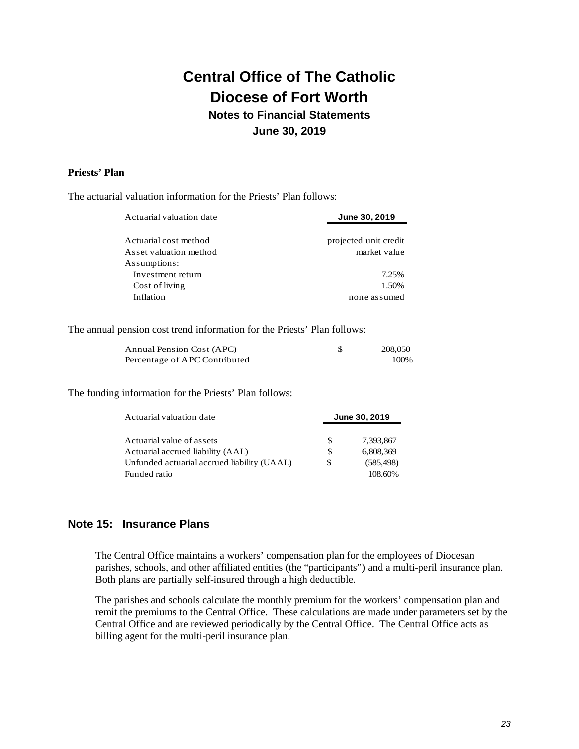# Central Office of The Catholic Diocese of Fort Worth

## Notes to Financial Statements

## June 30, 2019

**Priests' Plan**

The actuarial valuation information for the Priests' Plan follows:

| Actuarial valuation date | June 30, 2019 |
|---|---|
| Actuarial cost method | projected unit credit |
| Asset valuation method | market value |
| Assumptions: | |
| Investment return | 7.25% |
| Cost of living | 1.50% |
| Inflation | none assumed |

The annual pension cost trend information for the Priests' Plan follows:

| | | |
|---|---|---|
| Annual Pension Cost (APC) | $ | 208,050 |
| Percentage of APC Contributed | | 100% |

The funding information for the Priests' Plan follows:

| Actuarial valuation date | | June 30, 2019 |
|---|---|---|
| Actuarial value of assets | $ | 7,393,867 |
| Actuarial accrued liability (AAL) | $ | 6,808,369 |
| Unfunded actuarial accrued liability (UAAL) | $ | (585,498) |
| Funded ratio | | 108.60% |

## Note 15: Insurance Plans

The Central Office maintains a workers' compensation plan for the employees of Diocesan parishes, schools, and other affiliated entities (the "participants") and a multi-peril insurance plan. Both plans are partially self-insured through a high deductible.

The parishes and schools calculate the monthly premium for the workers' compensation plan and remit the premiums to the Central Office. These calculations are made under parameters set by the Central Office and are reviewed periodically by the Central Office. The Central Office acts as billing agent for the multi-peril insurance plan.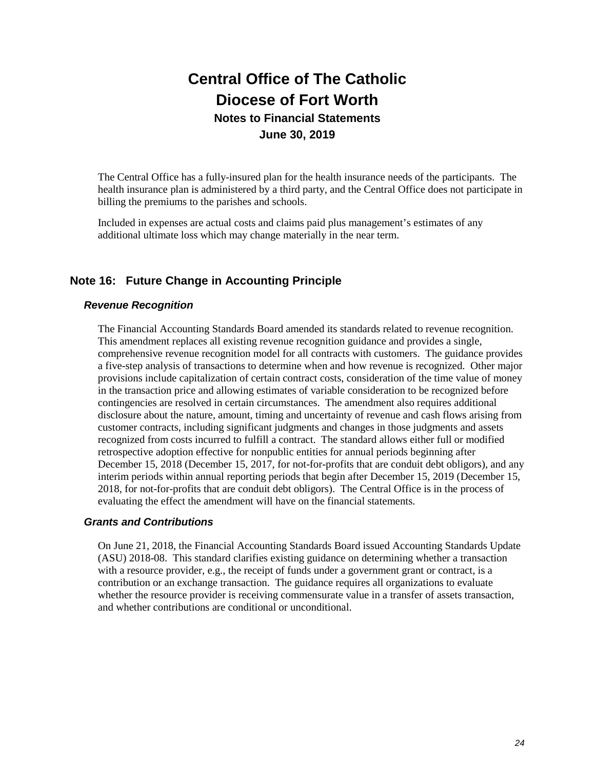The Central Office has a fully-insured plan for the health insurance needs of the participants. The health insurance plan is administered by a third party, and the Central Office does not participate in billing the premiums to the parishes and schools.

Included in expenses are actual costs and claims paid plus management's estimates of any additional ultimate loss which may change materially in the near term.

## Note 16: Future Change in Accounting Principle

### *Revenue Recognition*

The Financial Accounting Standards Board amended its standards related to revenue recognition. This amendment replaces all existing revenue recognition guidance and provides a single, comprehensive revenue recognition model for all contracts with customers. The guidance provides a five-step analysis of transactions to determine when and how revenue is recognized. Other major provisions include capitalization of certain contract costs, consideration of the time value of money in the transaction price and allowing estimates of variable consideration to be recognized before contingencies are resolved in certain circumstances. The amendment also requires additional disclosure about the nature, amount, timing and uncertainty of revenue and cash flows arising from customer contracts, including significant judgments and changes in those judgments and assets recognized from costs incurred to fulfill a contract. The standard allows either full or modified retrospective adoption effective for nonpublic entities for annual periods beginning after December 15, 2018 (December 15, 2017, for not-for-profits that are conduit debt obligors), and any interim periods within annual reporting periods that begin after December 15, 2019 (December 15, 2018, for not-for-profits that are conduit debt obligors). The Central Office is in the process of evaluating the effect the amendment will have on the financial statements.

### *Grants and Contributions*

On June 21, 2018, the Financial Accounting Standards Board issued Accounting Standards Update (ASU) 2018-08. This standard clarifies existing guidance on determining whether a transaction with a resource provider, e.g., the receipt of funds under a government grant or contract, is a contribution or an exchange transaction. The guidance requires all organizations to evaluate whether the resource provider is receiving commensurate value in a transfer of assets transaction, and whether contributions are conditional or unconditional.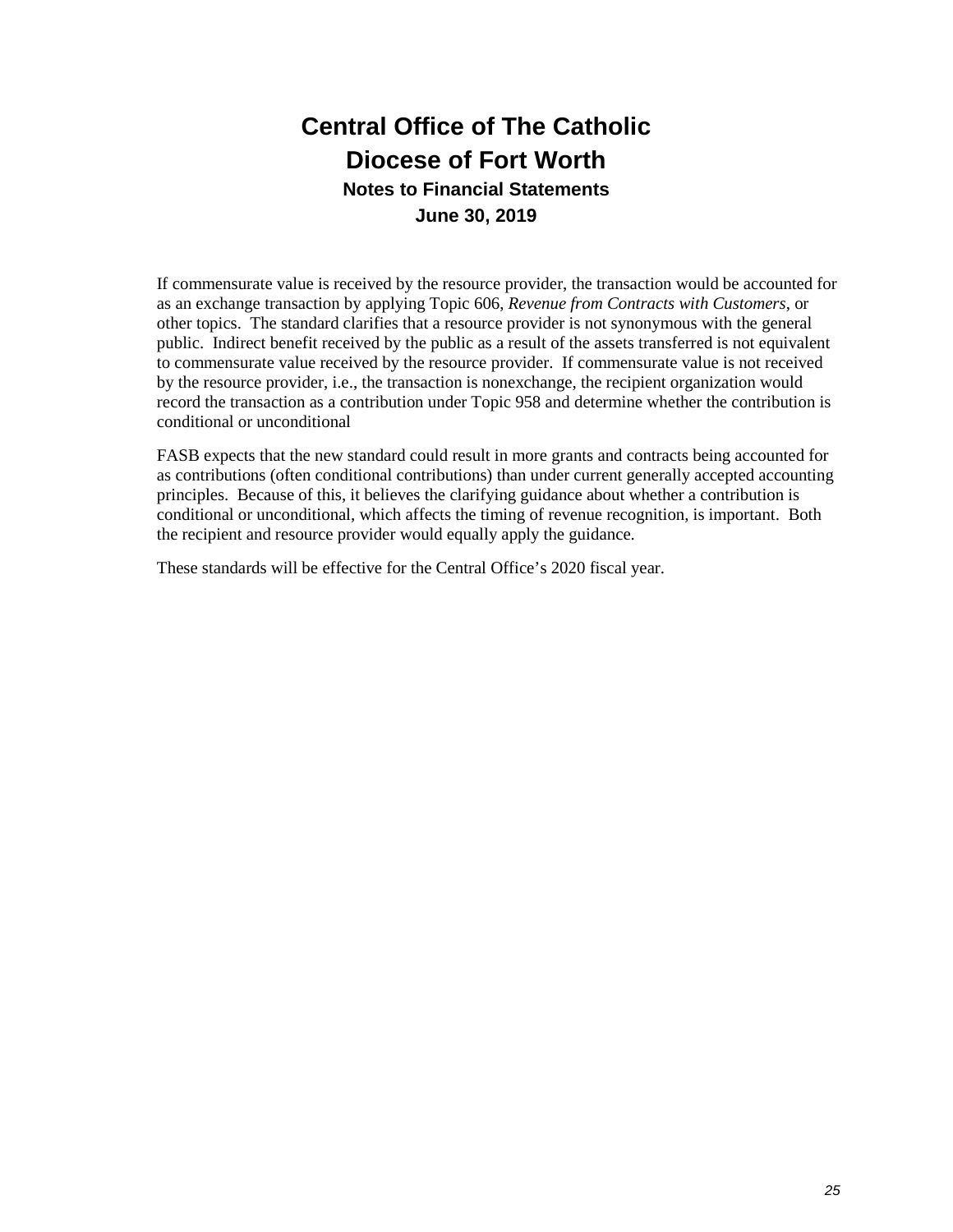# Central Office of The Catholic Diocese of Fort Worth

### Notes to Financial Statements

### June 30, 2019

If commensurate value is received by the resource provider, the transaction would be accounted for as an exchange transaction by applying Topic 606, *Revenue from Contracts with Customers*, or other topics. The standard clarifies that a resource provider is not synonymous with the general public. Indirect benefit received by the public as a result of the assets transferred is not equivalent to commensurate value received by the resource provider. If commensurate value is not received by the resource provider, i.e., the transaction is nonexchange, the recipient organization would record the transaction as a contribution under Topic 958 and determine whether the contribution is conditional or unconditional

FASB expects that the new standard could result in more grants and contracts being accounted for as contributions (often conditional contributions) than under current generally accepted accounting principles. Because of this, it believes the clarifying guidance about whether a contribution is conditional or unconditional, which affects the timing of revenue recognition, is important. Both the recipient and resource provider would equally apply the guidance.

These standards will be effective for the Central Office's 2020 fiscal year.